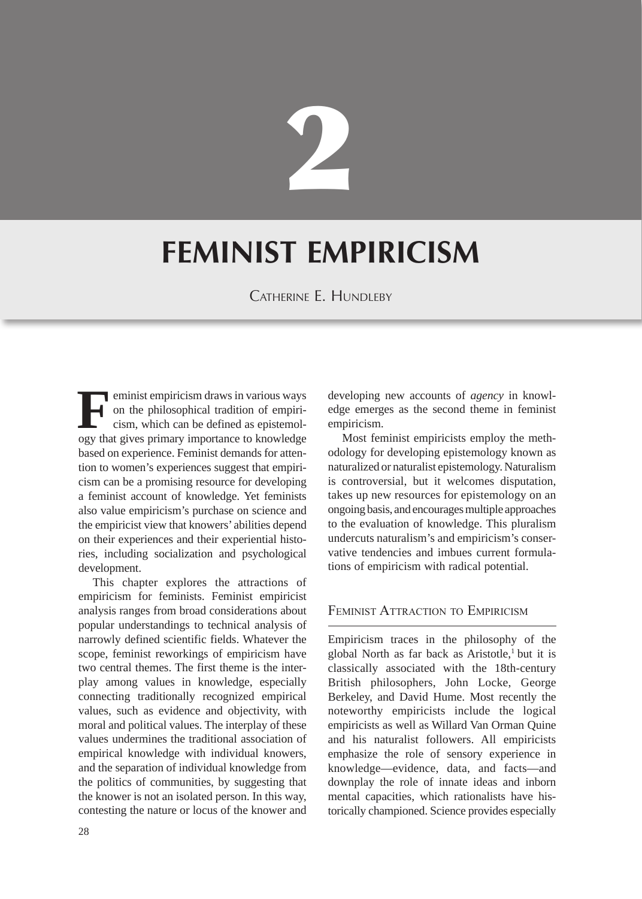# 2

# FEMINIST EMPIRICISM

Catherine E. Hundleby

Feminist empiricism draws in various ways on the philosophical tradition of empiricism, which can be defined as epistemology that gives primary importance to knowledge based on experience. Feminist demands for attention to women's experiences suggest that empiricism can be a promising resource for developing a feminist account of knowledge. Yet feminists also value empiricism's purchase on science and the empiricist view that knowers' abilities depend on their experiences and their experiential histories, including socialization and psychological development.

This chapter explores the attractions of empiricism for feminists. Feminist empiricist analysis ranges from broad considerations about popular understandings to technical analysis of narrowly defined scientific fields. Whatever the scope, feminist reworkings of empiricism have two central themes. The first theme is the interplay among values in knowledge, especially connecting traditionally recognized empirical values, such as evidence and objectivity, with moral and political values. The interplay of these values undermines the traditional association of empirical knowledge with individual knowers, and the separation of individual knowledge from the politics of communities, by suggesting that the knower is not an isolated person. In this way, contesting the nature or locus of the knower and developing new accounts of *agency* in knowledge emerges as the second theme in feminist empiricism.

Most feminist empiricists employ the methodology for developing epistemology known as naturalized or naturalist epistemology. Naturalism is controversial, but it welcomes disputation, takes up new resources for epistemology on an ongoing basis, and encourages multiple approaches to the evaluation of knowledge. This pluralism undercuts naturalism's and empiricism's conservative tendencies and imbues current formulations of empiricism with radical potential.

## Feminist Attraction to Empiricism

Empiricism traces in the philosophy of the global North as far back as Aristotle,[1] but it is classically associated with the 18th-century British philosophers, John Locke, George Berkeley, and David Hume. Most recently the noteworthy empiricists include the logical empiricists as well as Willard Van Orman Quine and his naturalist followers. All empiricists emphasize the role of sensory experience in knowledge—evidence, data, and facts—and downplay the role of innate ideas and inborn mental capacities, which rationalists have historically championed. Science provides especially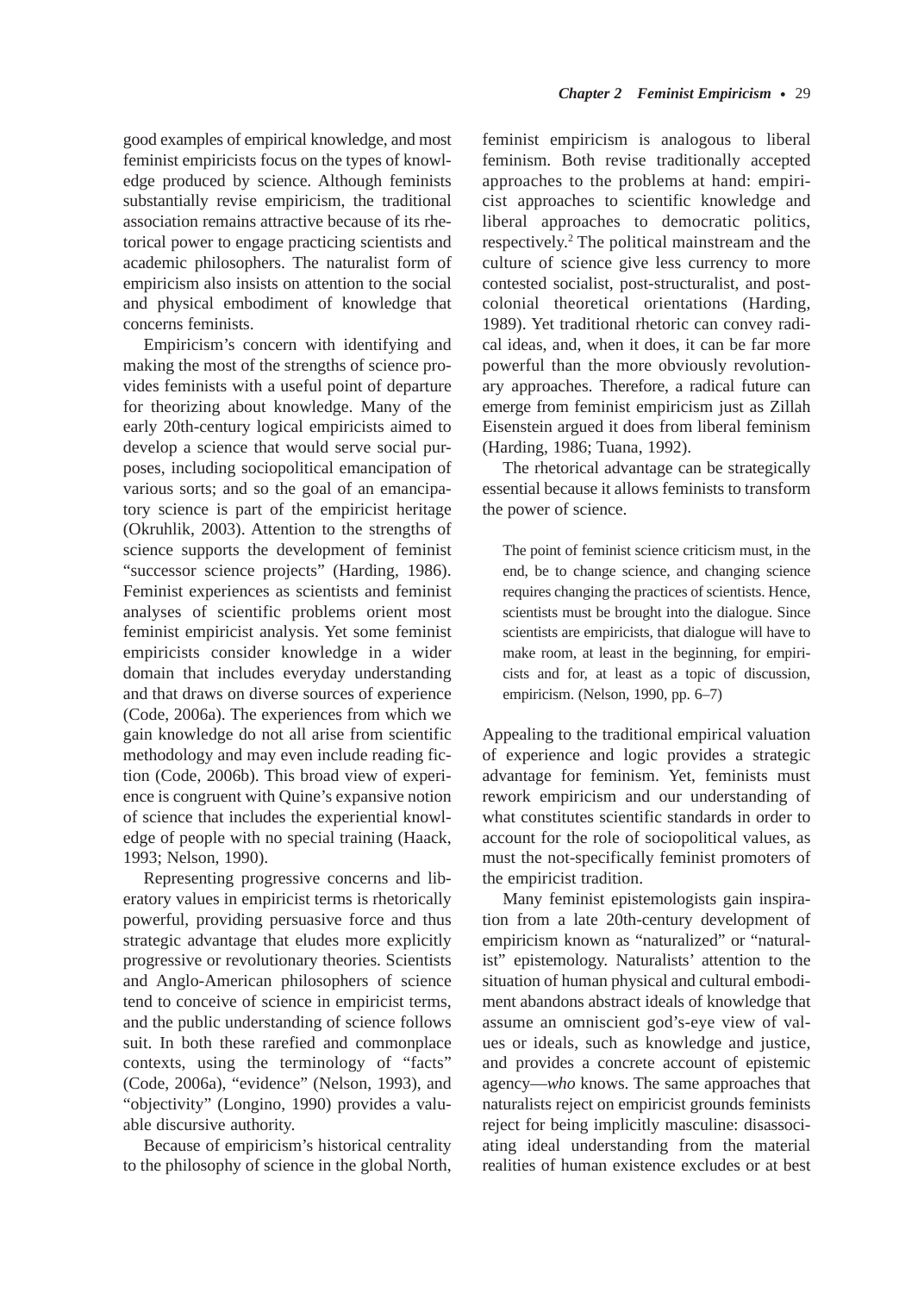good examples of empirical knowledge, and most feminist empiricists focus on the types of knowledge produced by science. Although feminists substantially revise empiricism, the traditional association remains attractive because of its rhetorical power to engage practicing scientists and academic philosophers. The naturalist form of empiricism also insists on attention to the social and physical embodiment of knowledge that concerns feminists.

Empiricism's concern with identifying and making the most of the strengths of science provides feminists with a useful point of departure for theorizing about knowledge. Many of the early 20th-century logical empiricists aimed to develop a science that would serve social purposes, including sociopolitical emancipation of various sorts; and so the goal of an emancipatory science is part of the empiricist heritage (Okruhlik, 2003). Attention to the strengths of science supports the development of feminist "successor science projects" (Harding, 1986). Feminist experiences as scientists and feminist analyses of scientific problems orient most feminist empiricist analysis. Yet some feminist empiricists consider knowledge in a wider domain that includes everyday understanding and that draws on diverse sources of experience (Code, 2006a). The experiences from which we gain knowledge do not all arise from scientific methodology and may even include reading fiction (Code, 2006b). This broad view of experience is congruent with Quine's expansive notion of science that includes the experiential knowledge of people with no special training (Haack, 1993; Nelson, 1990).

Representing progressive concerns and liberatory values in empiricist terms is rhetorically powerful, providing persuasive force and thus strategic advantage that eludes more explicitly progressive or revolutionary theories. Scientists and Anglo-American philosophers of science tend to conceive of science in empiricist terms, and the public understanding of science follows suit. In both these rarefied and commonplace contexts, using the terminology of "facts" (Code, 2006a), "evidence" (Nelson, 1993), and "objectivity" (Longino, 1990) provides a valuable discursive authority.

Because of empiricism's historical centrality to the philosophy of science in the global North, feminist empiricism is analogous to liberal feminism. Both revise traditionally accepted approaches to the problems at hand: empiricist approaches to scientific knowledge and liberal approaches to democratic politics, respectively.[2] The political mainstream and the culture of science give less currency to more contested socialist, post-structuralist, and postcolonial theoretical orientations (Harding, 1989). Yet traditional rhetoric can convey radical ideas, and, when it does, it can be far more powerful than the more obviously revolutionary approaches. Therefore, a radical future can emerge from feminist empiricism just as Zillah Eisenstein argued it does from liberal feminism (Harding, 1986; Tuana, 1992).

The rhetorical advantage can be strategically essential because it allows feminists to transform the power of science.

> The point of feminist science criticism must, in the end, be to change science, and changing science requires changing the practices of scientists. Hence, scientists must be brought into the dialogue. Since scientists are empiricists, that dialogue will have to make room, at least in the beginning, for empiricists and for, at least as a topic of discussion, empiricism. (Nelson, 1990, pp. 6–7)

Appealing to the traditional empirical valuation of experience and logic provides a strategic advantage for feminism. Yet, feminists must rework empiricism and our understanding of what constitutes scientific standards in order to account for the role of sociopolitical values, as must the not-specifically feminist promoters of the empiricist tradition.

Many feminist epistemologists gain inspiration from a late 20th-century development of empiricism known as "naturalized" or "naturalist" epistemology. Naturalists' attention to the situation of human physical and cultural embodiment abandons abstract ideals of knowledge that assume an omniscient god's-eye view of values or ideals, such as knowledge and justice, and provides a concrete account of epistemic agency—*who* knows. The same approaches that naturalists reject on empiricist grounds feminists reject for being implicitly masculine: disassociating ideal understanding from the material realities of human existence excludes or at best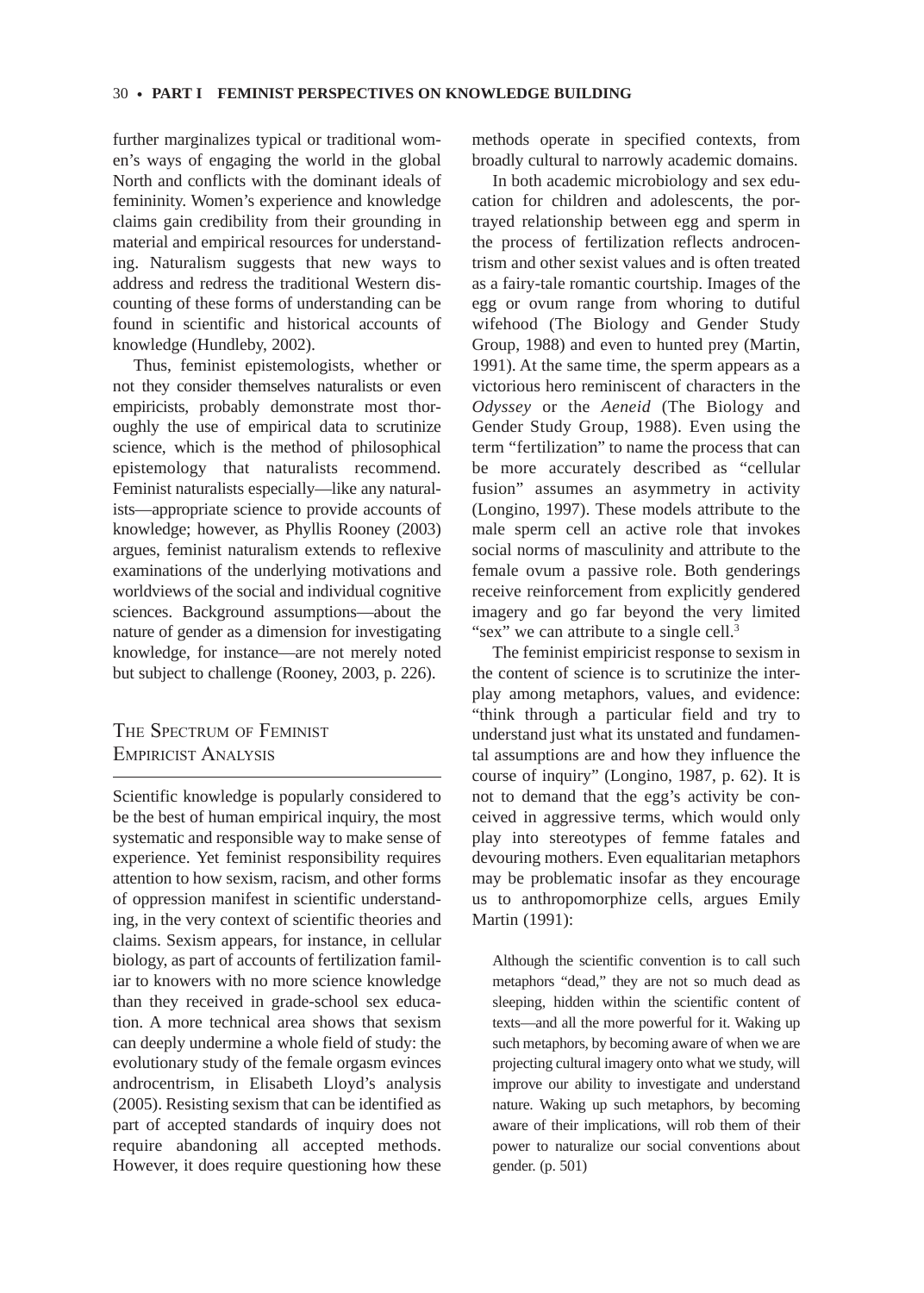further marginalizes typical or traditional women's ways of engaging the world in the global North and conflicts with the dominant ideals of femininity. Women's experience and knowledge claims gain credibility from their grounding in material and empirical resources for understanding. Naturalism suggests that new ways to address and redress the traditional Western discounting of these forms of understanding can be found in scientific and historical accounts of knowledge (Hundleby, 2002).

Thus, feminist epistemologists, whether or not they consider themselves naturalists or even empiricists, probably demonstrate most thoroughly the use of empirical data to scrutinize science, which is the method of philosophical epistemology that naturalists recommend. Feminist naturalists especially—like any naturalists—appropriate science to provide accounts of knowledge; however, as Phyllis Rooney (2003) argues, feminist naturalism extends to reflexive examinations of the underlying motivations and worldviews of the social and individual cognitive sciences. Background assumptions—about the nature of gender as a dimension for investigating knowledge, for instance—are not merely noted but subject to challenge (Rooney, 2003, p. 226).

## The Spectrum of Feminist Empiricist Analysis

Scientific knowledge is popularly considered to be the best of human empirical inquiry, the most systematic and responsible way to make sense of experience. Yet feminist responsibility requires attention to how sexism, racism, and other forms of oppression manifest in scientific understanding, in the very context of scientific theories and claims. Sexism appears, for instance, in cellular biology, as part of accounts of fertilization familiar to knowers with no more science knowledge than they received in grade-school sex education. A more technical area shows that sexism can deeply undermine a whole field of study: the evolutionary study of the female orgasm evinces androcentrism, in Elisabeth Lloyd's analysis (2005). Resisting sexism that can be identified as part of accepted standards of inquiry does not require abandoning all accepted methods. However, it does require questioning how these methods operate in specified contexts, from broadly cultural to narrowly academic domains.

In both academic microbiology and sex education for children and adolescents, the portrayed relationship between egg and sperm in the process of fertilization reflects androcentrism and other sexist values and is often treated as a fairy-tale romantic courtship. Images of the egg or ovum range from whoring to dutiful wifehood (The Biology and Gender Study Group, 1988) and even to hunted prey (Martin, 1991). At the same time, the sperm appears as a victorious hero reminiscent of characters in the *Odyssey* or the *Aeneid* (The Biology and Gender Study Group, 1988). Even using the term "fertilization" to name the process that can be more accurately described as "cellular fusion" assumes an asymmetry in activity (Longino, 1997). These models attribute to the male sperm cell an active role that invokes social norms of masculinity and attribute to the female ovum a passive role. Both genderings receive reinforcement from explicitly gendered imagery and go far beyond the very limited "sex" we can attribute to a single cell.[3]

The feminist empiricist response to sexism in the content of science is to scrutinize the interplay among metaphors, values, and evidence: "think through a particular field and try to understand just what its unstated and fundamental assumptions are and how they influence the course of inquiry" (Longino, 1987, p. 62). It is not to demand that the egg's activity be conceived in aggressive terms, which would only play into stereotypes of femme fatales and devouring mothers. Even equalitarian metaphors may be problematic insofar as they encourage us to anthropomorphize cells, argues Emily Martin (1991):

> Although the scientific convention is to call such metaphors "dead," they are not so much dead as sleeping, hidden within the scientific content of texts—and all the more powerful for it. Waking up such metaphors, by becoming aware of when we are projecting cultural imagery onto what we study, will improve our ability to investigate and understand nature. Waking up such metaphors, by becoming aware of their implications, will rob them of their power to naturalize our social conventions about gender. (p. 501)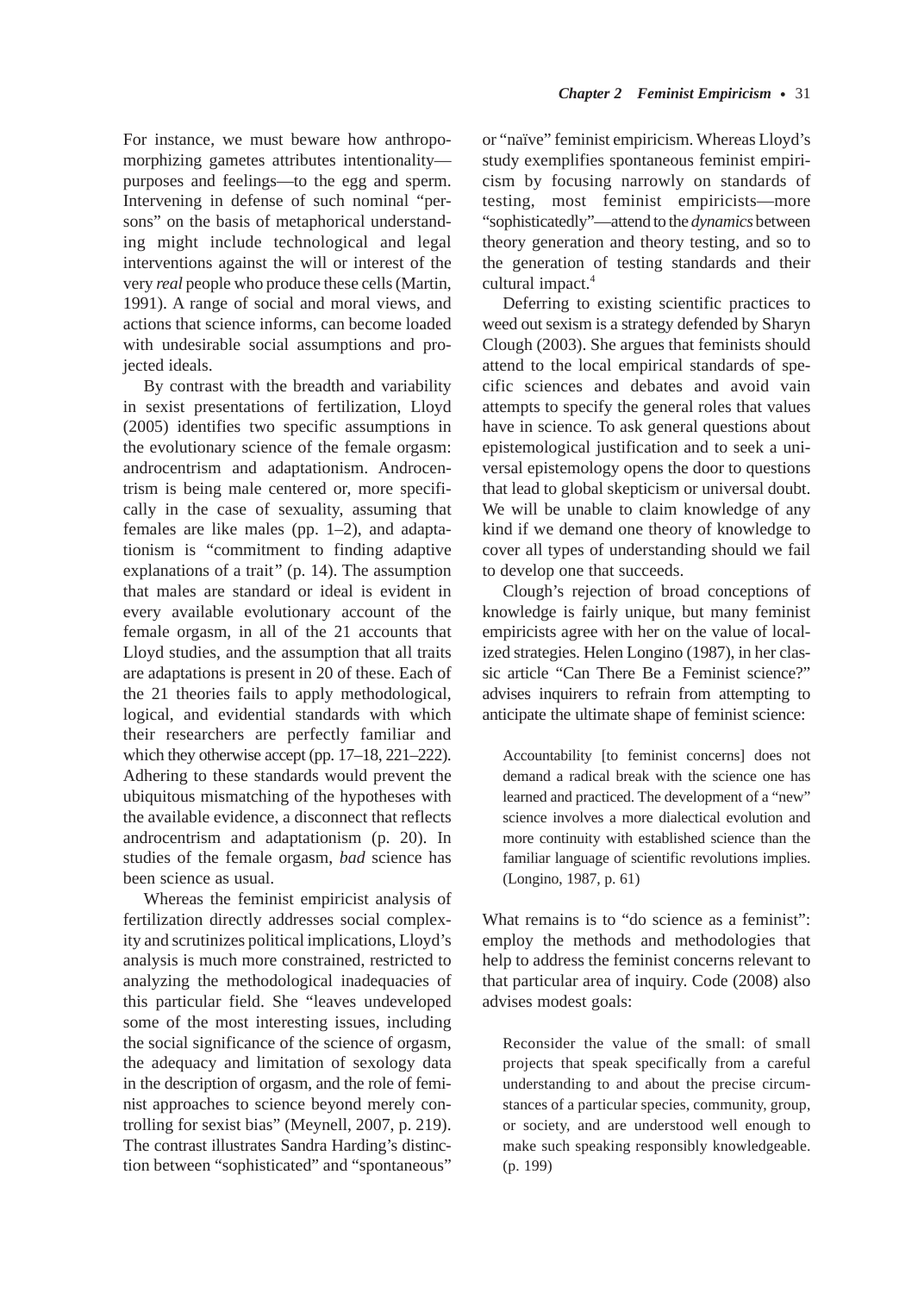For instance, we must beware how anthropomorphizing gametes attributes intentionality—purposes and feelings—to the egg and sperm. Intervening in defense of such nominal "persons" on the basis of metaphorical understanding might include technological and legal interventions against the will or interest of the very *real* people who produce these cells (Martin, 1991). A range of social and moral views, and actions that science informs, can become loaded with undesirable social assumptions and projected ideals.

By contrast with the breadth and variability in sexist presentations of fertilization, Lloyd (2005) identifies two specific assumptions in the evolutionary science of the female orgasm: androcentrism and adaptationism. Androcentrism is being male centered or, more specifically in the case of sexuality, assuming that females are like males (pp. 1–2), and adaptationism is "commitment to finding adaptive explanations of a trait" (p. 14). The assumption that males are standard or ideal is evident in every available evolutionary account of the female orgasm, in all of the 21 accounts that Lloyd studies, and the assumption that all traits are adaptations is present in 20 of these. Each of the 21 theories fails to apply methodological, logical, and evidential standards with which their researchers are perfectly familiar and which they otherwise accept (pp. 17–18, 221–222). Adhering to these standards would prevent the ubiquitous mismatching of the hypotheses with the available evidence, a disconnect that reflects androcentrism and adaptationism (p. 20). In studies of the female orgasm, *bad* science has been science as usual.

Whereas the feminist empiricist analysis of fertilization directly addresses social complexity and scrutinizes political implications, Lloyd's analysis is much more constrained, restricted to analyzing the methodological inadequacies of this particular field. She "leaves undeveloped some of the most interesting issues, including the social significance of the science of orgasm, the adequacy and limitation of sexology data in the description of orgasm, and the role of feminist approaches to science beyond merely controlling for sexist bias" (Meynell, 2007, p. 219). The contrast illustrates Sandra Harding's distinction between "sophisticated" and "spontaneous" or "naïve" feminist empiricism. Whereas Lloyd's study exemplifies spontaneous feminist empiricism by focusing narrowly on standards of testing, most feminist empiricists—more "sophisticatedly"—attend to the *dynamics* between theory generation and theory testing, and so to the generation of testing standards and their cultural impact.[4]

Deferring to existing scientific practices to weed out sexism is a strategy defended by Sharyn Clough (2003). She argues that feminists should attend to the local empirical standards of specific sciences and debates and avoid vain attempts to specify the general roles that values have in science. To ask general questions about epistemological justification and to seek a universal epistemology opens the door to questions that lead to global skepticism or universal doubt. We will be unable to claim knowledge of any kind if we demand one theory of knowledge to cover all types of understanding should we fail to develop one that succeeds.

Clough's rejection of broad conceptions of knowledge is fairly unique, but many feminist empiricists agree with her on the value of localized strategies. Helen Longino (1987), in her classic article "Can There Be a Feminist science?" advises inquirers to refrain from attempting to anticipate the ultimate shape of feminist science:

> Accountability [to feminist concerns] does not demand a radical break with the science one has learned and practiced. The development of a "new" science involves a more dialectical evolution and more continuity with established science than the familiar language of scientific revolutions implies. (Longino, 1987, p. 61)

What remains is to "do science as a feminist": employ the methods and methodologies that help to address the feminist concerns relevant to that particular area of inquiry. Code (2008) also advises modest goals:

> Reconsider the value of the small: of small projects that speak specifically from a careful understanding to and about the precise circumstances of a particular species, community, group, or society, and are understood well enough to make such speaking responsibly knowledgeable. (p. 199)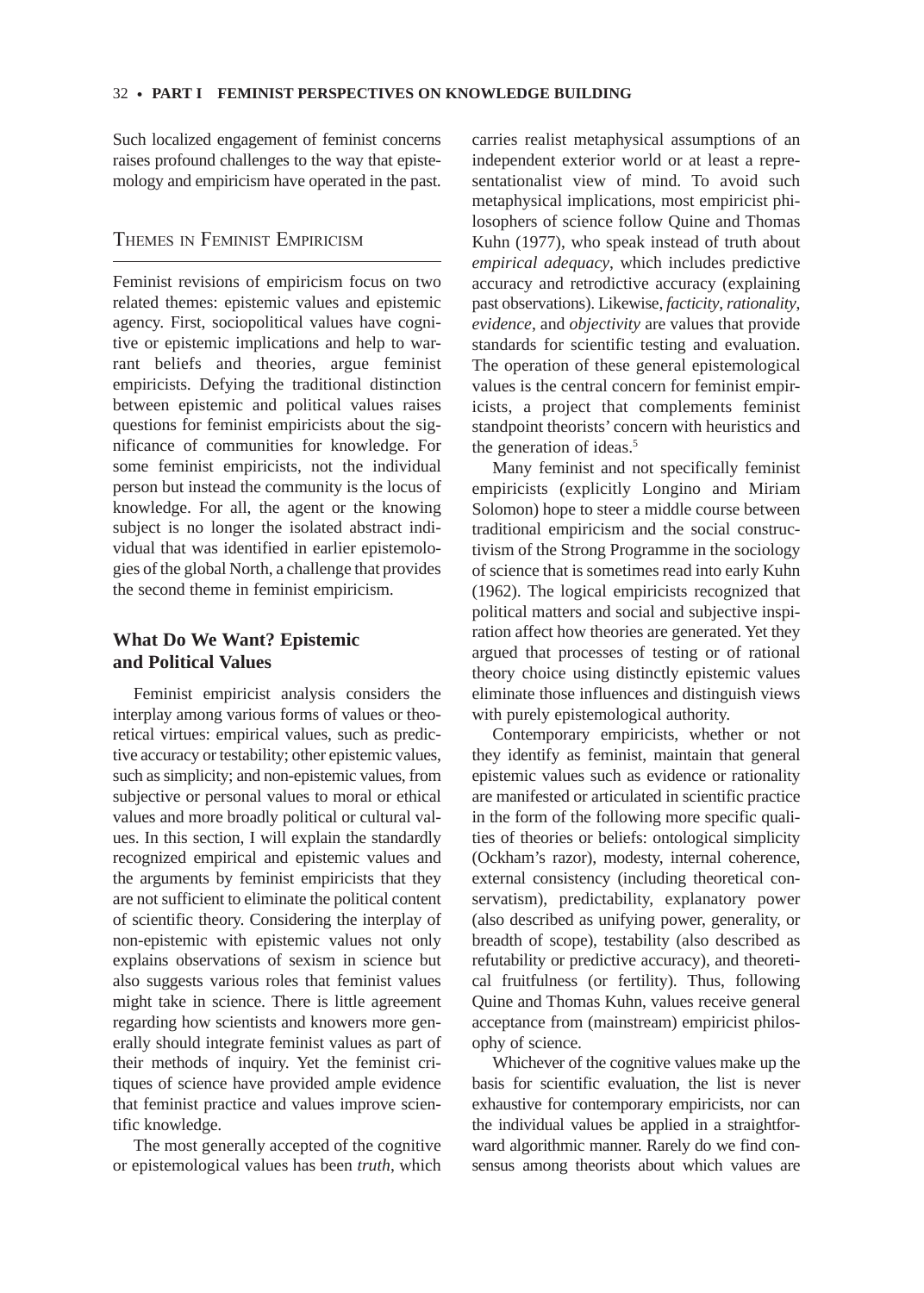Such localized engagement of feminist concerns raises profound challenges to the way that epistemology and empiricism have operated in the past.

## Themes in Feminist Empiricism

Feminist revisions of empiricism focus on two related themes: epistemic values and epistemic agency. First, sociopolitical values have cognitive or epistemic implications and help to warrant beliefs and theories, argue feminist empiricists. Defying the traditional distinction between epistemic and political values raises questions for feminist empiricists about the significance of communities for knowledge. For some feminist empiricists, not the individual person but instead the community is the locus of knowledge. For all, the agent or the knowing subject is no longer the isolated abstract individual that was identified in earlier epistemologies of the global North, a challenge that provides the second theme in feminist empiricism.

### What Do We Want? Epistemic and Political Values

Feminist empiricist analysis considers the interplay among various forms of values or theoretical virtues: empirical values, such as predictive accuracy or testability; other epistemic values, such as simplicity; and non-epistemic values, from subjective or personal values to moral or ethical values and more broadly political or cultural values. In this section, I will explain the standardly recognized empirical and epistemic values and the arguments by feminist empiricists that they are not sufficient to eliminate the political content of scientific theory. Considering the interplay of non-epistemic with epistemic values not only explains observations of sexism in science but also suggests various roles that feminist values might take in science. There is little agreement regarding how scientists and knowers more generally should integrate feminist values as part of their methods of inquiry. Yet the feminist critiques of science have provided ample evidence that feminist practice and values improve scientific knowledge.

The most generally accepted of the cognitive or epistemological values has been *truth*, which carries realist metaphysical assumptions of an independent exterior world or at least a representationalist view of mind. To avoid such metaphysical implications, most empiricist philosophers of science follow Quine and Thomas Kuhn (1977), who speak instead of truth about *empirical adequacy*, which includes predictive accuracy and retrodictive accuracy (explaining past observations). Likewise, *facticity*, *rationality*, *evidence*, and *objectivity* are values that provide standards for scientific testing and evaluation. The operation of these general epistemological values is the central concern for feminist empiricists, a project that complements feminist standpoint theorists' concern with heuristics and the generation of ideas.[5]

Many feminist and not specifically feminist empiricists (explicitly Longino and Miriam Solomon) hope to steer a middle course between traditional empiricism and the social constructivism of the Strong Programme in the sociology of science that is sometimes read into early Kuhn (1962). The logical empiricists recognized that political matters and social and subjective inspiration affect how theories are generated. Yet they argued that processes of testing or of rational theory choice using distinctly epistemic values eliminate those influences and distinguish views with purely epistemological authority.

Contemporary empiricists, whether or not they identify as feminist, maintain that general epistemic values such as evidence or rationality are manifested or articulated in scientific practice in the form of the following more specific qualities of theories or beliefs: ontological simplicity (Ockham's razor), modesty, internal coherence, external consistency (including theoretical conservatism), predictability, explanatory power (also described as unifying power, generality, or breadth of scope), testability (also described as refutability or predictive accuracy), and theoretical fruitfulness (or fertility). Thus, following Quine and Thomas Kuhn, values receive general acceptance from (mainstream) empiricist philosophy of science.

Whichever of the cognitive values make up the basis for scientific evaluation, the list is never exhaustive for contemporary empiricists, nor can the individual values be applied in a straightforward algorithmic manner. Rarely do we find consensus among theorists about which values are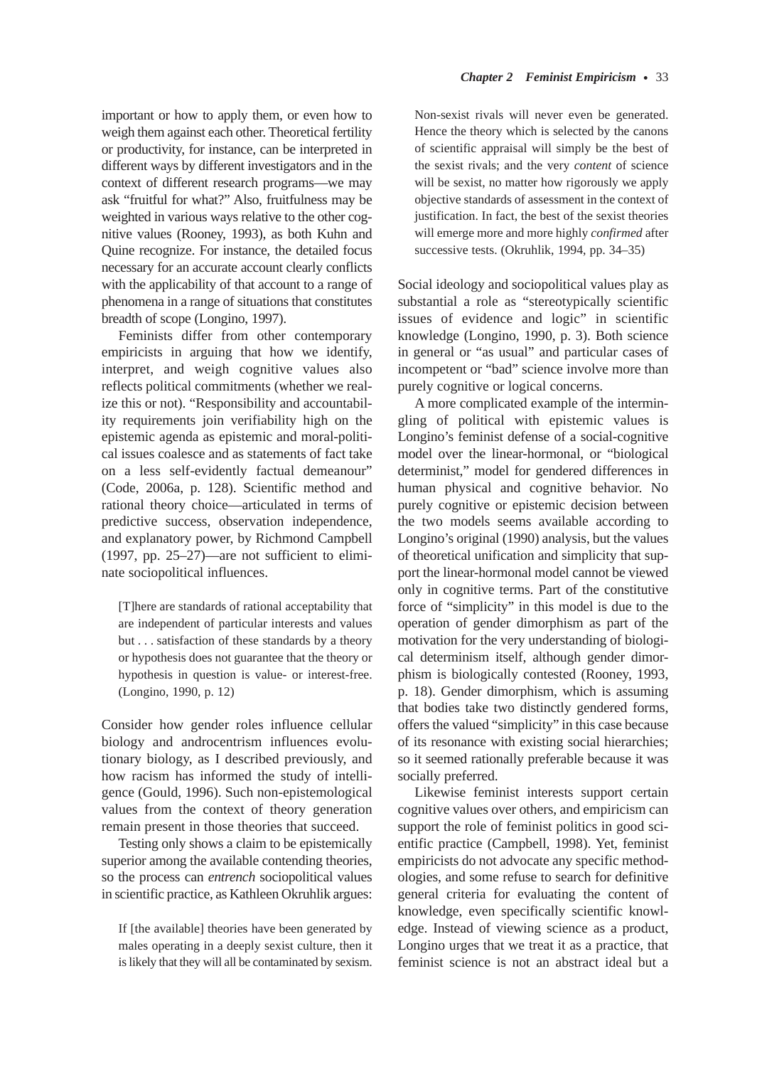important or how to apply them, or even how to weigh them against each other. Theoretical fertility or productivity, for instance, can be interpreted in different ways by different investigators and in the context of different research programs—we may ask "fruitful for what?" Also, fruitfulness may be weighted in various ways relative to the other cognitive values (Rooney, 1993), as both Kuhn and Quine recognize. For instance, the detailed focus necessary for an accurate account clearly conflicts with the applicability of that account to a range of phenomena in a range of situations that constitutes breadth of scope (Longino, 1997).

Feminists differ from other contemporary empiricists in arguing that how we identify, interpret, and weigh cognitive values also reflects political commitments (whether we realize this or not). "Responsibility and accountability requirements join verifiability high on the epistemic agenda as epistemic and moral-political issues coalesce and as statements of fact take on a less self-evidently factual demeanour" (Code, 2006a, p. 128). Scientific method and rational theory choice—articulated in terms of predictive success, observation independence, and explanatory power, by Richmond Campbell (1997, pp. 25–27)—are not sufficient to eliminate sociopolitical influences.

> [T]here are standards of rational acceptability that are independent of particular interests and values but . . . satisfaction of these standards by a theory or hypothesis does not guarantee that the theory or hypothesis in question is value- or interest-free. (Longino, 1990, p. 12)

Consider how gender roles influence cellular biology and androcentrism influences evolutionary biology, as I described previously, and how racism has informed the study of intelligence (Gould, 1996). Such non-epistemological values from the context of theory generation remain present in those theories that succeed.

Testing only shows a claim to be epistemically superior among the available contending theories, so the process can *entrench* sociopolitical values in scientific practice, as Kathleen Okruhlik argues:

> If [the available] theories have been generated by males operating in a deeply sexist culture, then it is likely that they will all be contaminated by sexism. Non-sexist rivals will never even be generated. Hence the theory which is selected by the canons of scientific appraisal will simply be the best of the sexist rivals; and the very *content* of science will be sexist, no matter how rigorously we apply objective standards of assessment in the context of justification. In fact, the best of the sexist theories will emerge more and more highly *confirmed* after successive tests. (Okruhlik, 1994, pp. 34–35)

Social ideology and sociopolitical values play as substantial a role as "stereotypically scientific issues of evidence and logic" in scientific knowledge (Longino, 1990, p. 3). Both science in general or "as usual" and particular cases of incompetent or "bad" science involve more than purely cognitive or logical concerns.

A more complicated example of the intermingling of political with epistemic values is Longino's feminist defense of a social-cognitive model over the linear-hormonal, or "biological determinist," model for gendered differences in human physical and cognitive behavior. No purely cognitive or epistemic decision between the two models seems available according to Longino's original (1990) analysis, but the values of theoretical unification and simplicity that support the linear-hormonal model cannot be viewed only in cognitive terms. Part of the constitutive force of "simplicity" in this model is due to the operation of gender dimorphism as part of the motivation for the very understanding of biological determinism itself, although gender dimorphism is biologically contested (Rooney, 1993, p. 18). Gender dimorphism, which is assuming that bodies take two distinctly gendered forms, offers the valued "simplicity" in this case because of its resonance with existing social hierarchies; so it seemed rationally preferable because it was socially preferred.

Likewise feminist interests support certain cognitive values over others, and empiricism can support the role of feminist politics in good scientific practice (Campbell, 1998). Yet, feminist empiricists do not advocate any specific methodologies, and some refuse to search for definitive general criteria for evaluating the content of knowledge, even specifically scientific knowledge. Instead of viewing science as a product, Longino urges that we treat it as a practice, that feminist science is not an abstract ideal but a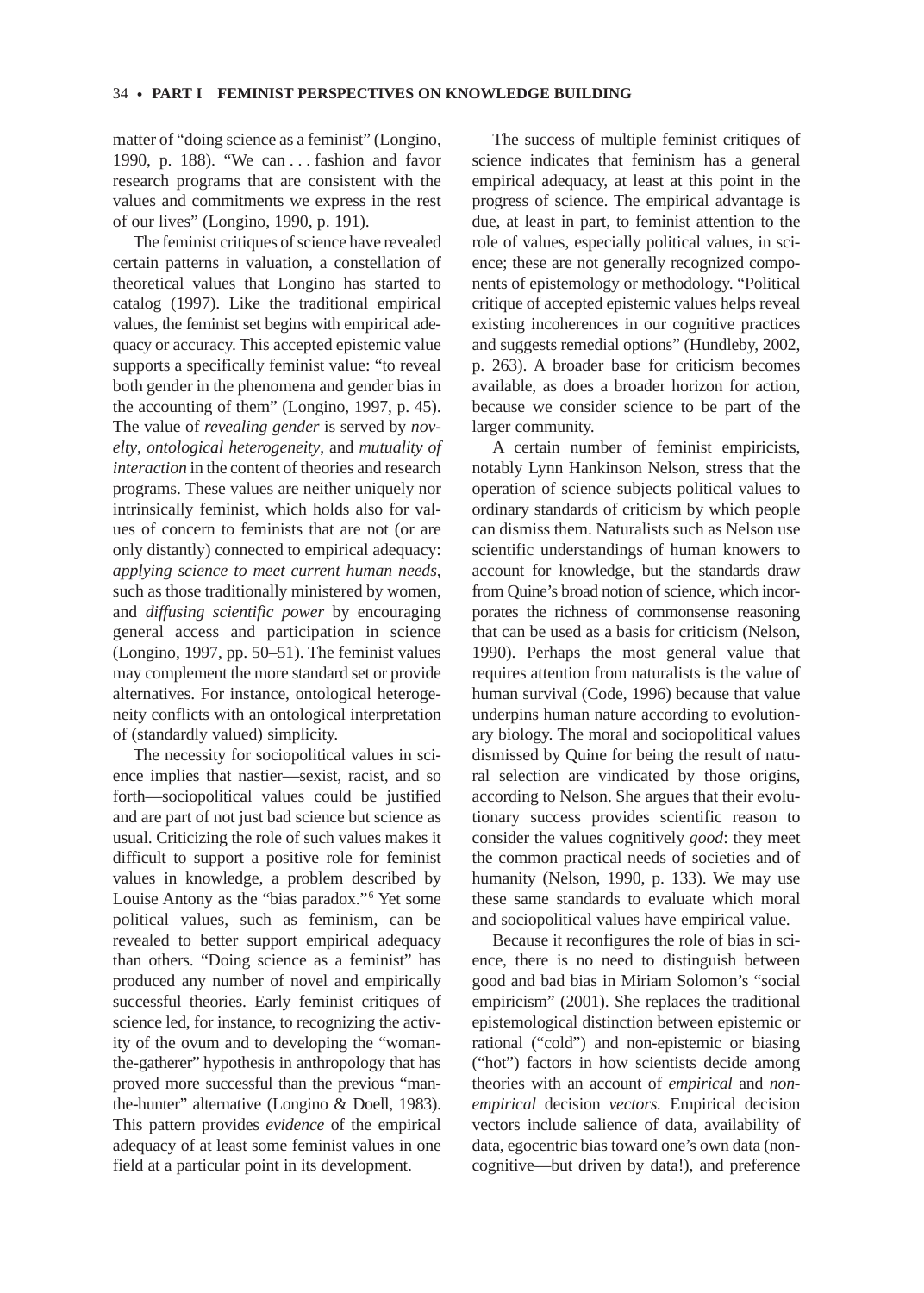matter of "doing science as a feminist" (Longino, 1990, p. 188). "We can . . . fashion and favor research programs that are consistent with the values and commitments we express in the rest of our lives" (Longino, 1990, p. 191).

The feminist critiques of science have revealed certain patterns in valuation, a constellation of theoretical values that Longino has started to catalog (1997). Like the traditional empirical values, the feminist set begins with empirical adequacy or accuracy. This accepted epistemic value supports a specifically feminist value: "to reveal both gender in the phenomena and gender bias in the accounting of them" (Longino, 1997, p. 45). The value of *revealing gender* is served by *novelty*, *ontological heterogeneity*, and *mutuality of interaction* in the content of theories and research programs. These values are neither uniquely nor intrinsically feminist, which holds also for values of concern to feminists that are not (or are only distantly) connected to empirical adequacy: *applying science to meet current human needs*, such as those traditionally ministered by women, and *diffusing scientific power* by encouraging general access and participation in science (Longino, 1997, pp. 50–51). The feminist values may complement the more standard set or provide alternatives. For instance, ontological heterogeneity conflicts with an ontological interpretation of (standardly valued) simplicity.

The necessity for sociopolitical values in science implies that nastier—sexist, racist, and so forth—sociopolitical values could be justified and are part of not just bad science but science as usual. Criticizing the role of such values makes it difficult to support a positive role for feminist values in knowledge, a problem described by Louise Antony as the "bias paradox."[6] Yet some political values, such as feminism, can be revealed to better support empirical adequacy than others. "Doing science as a feminist" has produced any number of novel and empirically successful theories. Early feminist critiques of science led, for instance, to recognizing the activity of the ovum and to developing the "woman-the-gatherer" hypothesis in anthropology that has proved more successful than the previous "man-the-hunter" alternative (Longino & Doell, 1983). This pattern provides *evidence* of the empirical adequacy of at least some feminist values in one field at a particular point in its development.

The success of multiple feminist critiques of science indicates that feminism has a general empirical adequacy, at least at this point in the progress of science. The empirical advantage is due, at least in part, to feminist attention to the role of values, especially political values, in science; these are not generally recognized components of epistemology or methodology. "Political critique of accepted epistemic values helps reveal existing incoherences in our cognitive practices and suggests remedial options" (Hundleby, 2002, p. 263). A broader base for criticism becomes available, as does a broader horizon for action, because we consider science to be part of the larger community.

A certain number of feminist empiricists, notably Lynn Hankinson Nelson, stress that the operation of science subjects political values to ordinary standards of criticism by which people can dismiss them. Naturalists such as Nelson use scientific understandings of human knowers to account for knowledge, but the standards draw from Quine's broad notion of science, which incorporates the richness of commonsense reasoning that can be used as a basis for criticism (Nelson, 1990). Perhaps the most general value that requires attention from naturalists is the value of human survival (Code, 1996) because that value underpins human nature according to evolutionary biology. The moral and sociopolitical values dismissed by Quine for being the result of natural selection are vindicated by those origins, according to Nelson. She argues that their evolutionary success provides scientific reason to consider the values cognitively *good*: they meet the common practical needs of societies and of humanity (Nelson, 1990, p. 133). We may use these same standards to evaluate which moral and sociopolitical values have empirical value.

Because it reconfigures the role of bias in science, there is no need to distinguish between good and bad bias in Miriam Solomon's "social empiricism" (2001). She replaces the traditional epistemological distinction between epistemic or rational ("cold") and non-epistemic or biasing ("hot") factors in how scientists decide among theories with an account of *empirical* and *non-empirical* decision *vectors.* Empirical decision vectors include salience of data, availability of data, egocentric bias toward one's own data (non-cognitive—but driven by data!), and preference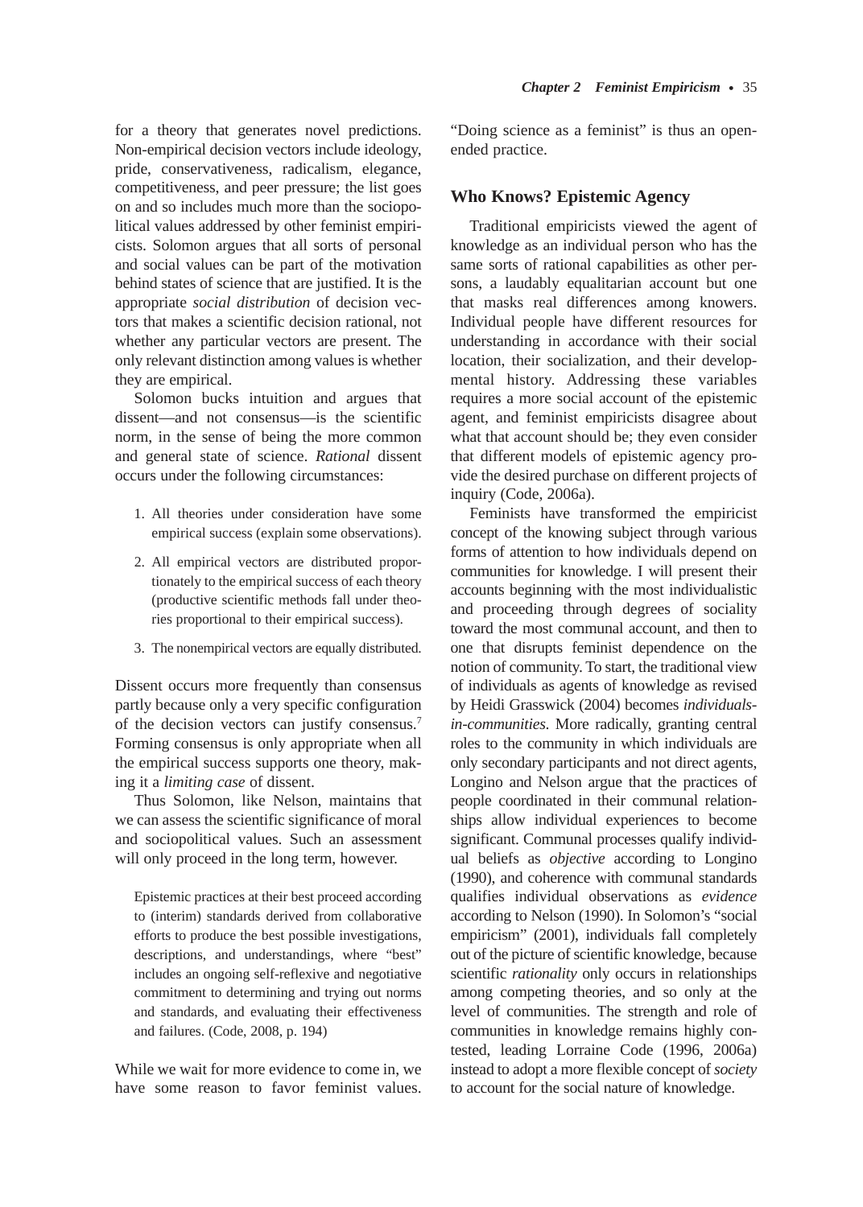for a theory that generates novel predictions. Non-empirical decision vectors include ideology, pride, conservativeness, radicalism, elegance, competitiveness, and peer pressure; the list goes on and so includes much more than the sociopolitical values addressed by other feminist empiricists. Solomon argues that all sorts of personal and social values can be part of the motivation behind states of science that are justified. It is the appropriate *social distribution* of decision vectors that makes a scientific decision rational, not whether any particular vectors are present. The only relevant distinction among values is whether they are empirical.

Solomon bucks intuition and argues that dissent—and not consensus—is the scientific norm, in the sense of being the more common and general state of science. *Rational* dissent occurs under the following circumstances:

1. All theories under consideration have some empirical success (explain some observations).
2. All empirical vectors are distributed proportionately to the empirical success of each theory (productive scientific methods fall under theories proportional to their empirical success).
3. The nonempirical vectors are equally distributed.

Dissent occurs more frequently than consensus partly because only a very specific configuration of the decision vectors can justify consensus.[7] Forming consensus is only appropriate when all the empirical success supports one theory, making it a *limiting case* of dissent.

Thus Solomon, like Nelson, maintains that we can assess the scientific significance of moral and sociopolitical values. Such an assessment will only proceed in the long term, however.

> Epistemic practices at their best proceed according to (interim) standards derived from collaborative efforts to produce the best possible investigations, descriptions, and understandings, where "best" includes an ongoing self-reflexive and negotiative commitment to determining and trying out norms and standards, and evaluating their effectiveness and failures. (Code, 2008, p. 194)

While we wait for more evidence to come in, we have some reason to favor feminist values. "Doing science as a feminist" is thus an open-ended practice.

## Who Knows? Epistemic Agency

Traditional empiricists viewed the agent of knowledge as an individual person who has the same sorts of rational capabilities as other persons, a laudably equalitarian account but one that masks real differences among knowers. Individual people have different resources for understanding in accordance with their social location, their socialization, and their developmental history. Addressing these variables requires a more social account of the epistemic agent, and feminist empiricists disagree about what that account should be; they even consider that different models of epistemic agency provide the desired purchase on different projects of inquiry (Code, 2006a).

Feminists have transformed the empiricist concept of the knowing subject through various forms of attention to how individuals depend on communities for knowledge. I will present their accounts beginning with the most individualistic and proceeding through degrees of sociality toward the most communal account, and then to one that disrupts feminist dependence on the notion of community. To start, the traditional view of individuals as agents of knowledge as revised by Heidi Grasswick (2004) becomes *individuals-in-communities*. More radically, granting central roles to the community in which individuals are only secondary participants and not direct agents, Longino and Nelson argue that the practices of people coordinated in their communal relationships allow individual experiences to become significant. Communal processes qualify individual beliefs as *objective* according to Longino (1990), and coherence with communal standards qualifies individual observations as *evidence* according to Nelson (1990). In Solomon's "social empiricism" (2001), individuals fall completely out of the picture of scientific knowledge, because scientific *rationality* only occurs in relationships among competing theories, and so only at the level of communities. The strength and role of communities in knowledge remains highly contested, leading Lorraine Code (1996, 2006a) instead to adopt a more flexible concept of *society* to account for the social nature of knowledge.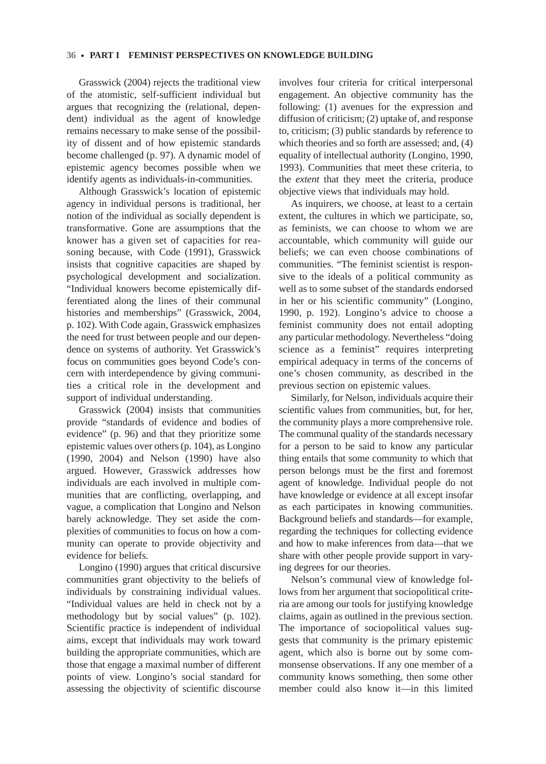Grasswick (2004) rejects the traditional view of the atomistic, self-sufficient individual but argues that recognizing the (relational, dependent) individual as the agent of knowledge remains necessary to make sense of the possibility of dissent and of how epistemic standards become challenged (p. 97). A dynamic model of epistemic agency becomes possible when we identify agents as individuals-in-communities.

Although Grasswick's location of epistemic agency in individual persons is traditional, her notion of the individual as socially dependent is transformative. Gone are assumptions that the knower has a given set of capacities for reasoning because, with Code (1991), Grasswick insists that cognitive capacities are shaped by psychological development and socialization. "Individual knowers become epistemically differentiated along the lines of their communal histories and memberships" (Grasswick, 2004, p. 102). With Code again, Grasswick emphasizes the need for trust between people and our dependence on systems of authority. Yet Grasswick's focus on communities goes beyond Code's concern with interdependence by giving communities a critical role in the development and support of individual understanding.

Grasswick (2004) insists that communities provide "standards of evidence and bodies of evidence" (p. 96) and that they prioritize some epistemic values over others (p. 104), as Longino (1990, 2004) and Nelson (1990) have also argued. However, Grasswick addresses how individuals are each involved in multiple communities that are conflicting, overlapping, and vague, a complication that Longino and Nelson barely acknowledge. They set aside the complexities of communities to focus on how a community can operate to provide objectivity and evidence for beliefs.

Longino (1990) argues that critical discursive communities grant objectivity to the beliefs of individuals by constraining individual values. "Individual values are held in check not by a methodology but by social values" (p. 102). Scientific practice is independent of individual aims, except that individuals may work toward building the appropriate communities, which are those that engage a maximal number of different points of view. Longino's social standard for assessing the objectivity of scientific discourse involves four criteria for critical interpersonal engagement. An objective community has the following: (1) avenues for the expression and diffusion of criticism; (2) uptake of, and response to, criticism; (3) public standards by reference to which theories and so forth are assessed; and, (4) equality of intellectual authority (Longino, 1990, 1993). Communities that meet these criteria, to the *extent* that they meet the criteria, produce objective views that individuals may hold.

As inquirers, we choose, at least to a certain extent, the cultures in which we participate, so, as feminists, we can choose to whom we are accountable, which community will guide our beliefs; we can even choose combinations of communities. "The feminist scientist is responsive to the ideals of a political community as well as to some subset of the standards endorsed in her or his scientific community" (Longino, 1990, p. 192). Longino's advice to choose a feminist community does not entail adopting any particular methodology. Nevertheless "doing science as a feminist" requires interpreting empirical adequacy in terms of the concerns of one's chosen community, as described in the previous section on epistemic values.

Similarly, for Nelson, individuals acquire their scientific values from communities, but, for her, the community plays a more comprehensive role. The communal quality of the standards necessary for a person to be said to know any particular thing entails that some community to which that person belongs must be the first and foremost agent of knowledge. Individual people do not have knowledge or evidence at all except insofar as each participates in knowing communities. Background beliefs and standards—for example, regarding the techniques for collecting evidence and how to make inferences from data—that we share with other people provide support in varying degrees for our theories.

Nelson's communal view of knowledge follows from her argument that sociopolitical criteria are among our tools for justifying knowledge claims, again as outlined in the previous section. The importance of sociopolitical values suggests that community is the primary epistemic agent, which also is borne out by some commonsense observations. If any one member of a community knows something, then some other member could also know it—in this limited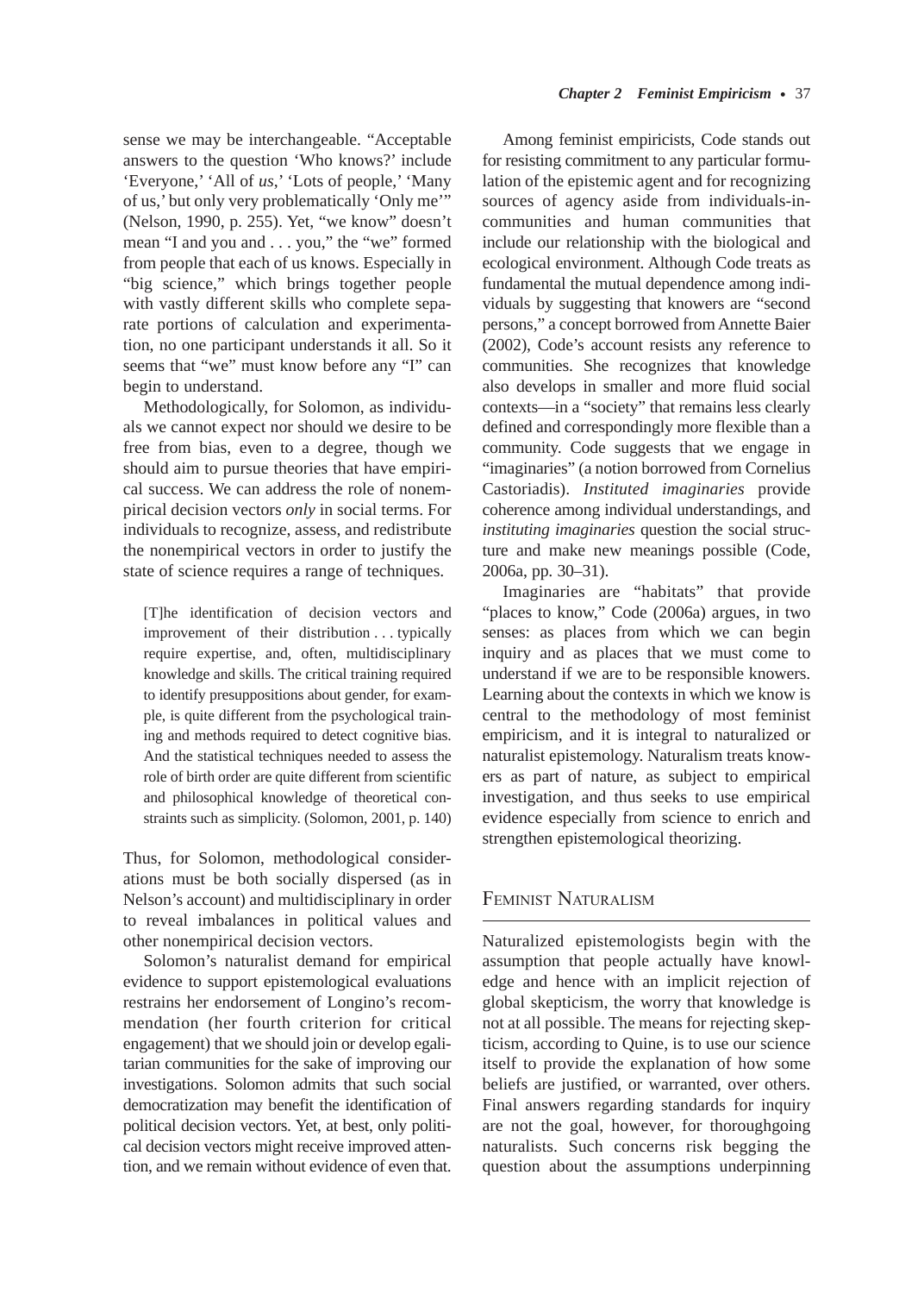sense we may be interchangeable. "Acceptable answers to the question 'Who knows?' include 'Everyone,' 'All of *us*,' 'Lots of people,' 'Many of us,' but only very problematically 'Only me'" (Nelson, 1990, p. 255). Yet, "we know" doesn't mean "I and you and . . . you," the "we" formed from people that each of us knows. Especially in "big science," which brings together people with vastly different skills who complete separate portions of calculation and experimentation, no one participant understands it all. So it seems that "we" must know before any "I" can begin to understand.

Methodologically, for Solomon, as individuals we cannot expect nor should we desire to be free from bias, even to a degree, though we should aim to pursue theories that have empirical success. We can address the role of nonempirical decision vectors *only* in social terms. For individuals to recognize, assess, and redistribute the nonempirical vectors in order to justify the state of science requires a range of techniques.

> [T]he identification of decision vectors and improvement of their distribution . . . typically require expertise, and, often, multidisciplinary knowledge and skills. The critical training required to identify presuppositions about gender, for example, is quite different from the psychological training and methods required to detect cognitive bias. And the statistical techniques needed to assess the role of birth order are quite different from scientific and philosophical knowledge of theoretical constraints such as simplicity. (Solomon, 2001, p. 140)

Thus, for Solomon, methodological considerations must be both socially dispersed (as in Nelson's account) and multidisciplinary in order to reveal imbalances in political values and other nonempirical decision vectors.

Solomon's naturalist demand for empirical evidence to support epistemological evaluations restrains her endorsement of Longino's recommendation (her fourth criterion for critical engagement) that we should join or develop egalitarian communities for the sake of improving our investigations. Solomon admits that such social democratization may benefit the identification of political decision vectors. Yet, at best, only political decision vectors might receive improved attention, and we remain without evidence of even that.

Among feminist empiricists, Code stands out for resisting commitment to any particular formulation of the epistemic agent and for recognizing sources of agency aside from individuals-in-communities and human communities that include our relationship with the biological and ecological environment. Although Code treats as fundamental the mutual dependence among individuals by suggesting that knowers are "second persons," a concept borrowed from Annette Baier (2002), Code's account resists any reference to communities. She recognizes that knowledge also develops in smaller and more fluid social contexts—in a "society" that remains less clearly defined and correspondingly more flexible than a community. Code suggests that we engage in "imaginaries" (a notion borrowed from Cornelius Castoriadis). *Instituted imaginaries* provide coherence among individual understandings, and *instituting imaginaries* question the social structure and make new meanings possible (Code, 2006a, pp. 30–31).

Imaginaries are "habitats" that provide "places to know," Code (2006a) argues, in two senses: as places from which we can begin inquiry and as places that we must come to understand if we are to be responsible knowers. Learning about the contexts in which we know is central to the methodology of most feminist empiricism, and it is integral to naturalized or naturalist epistemology. Naturalism treats knowers as part of nature, as subject to empirical investigation, and thus seeks to use empirical evidence especially from science to enrich and strengthen epistemological theorizing.

## Feminist Naturalism

Naturalized epistemologists begin with the assumption that people actually have knowledge and hence with an implicit rejection of global skepticism, the worry that knowledge is not at all possible. The means for rejecting skepticism, according to Quine, is to use our science itself to provide the explanation of how some beliefs are justified, or warranted, over others. Final answers regarding standards for inquiry are not the goal, however, for thoroughgoing naturalists. Such concerns risk begging the question about the assumptions underpinning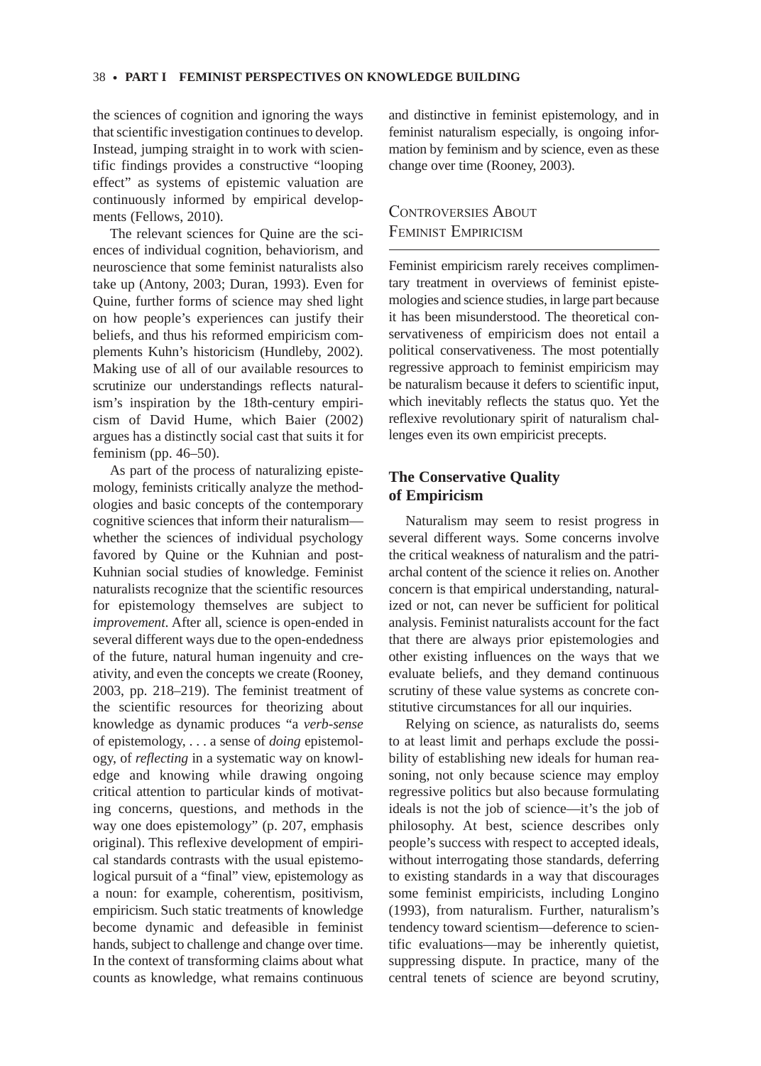the sciences of cognition and ignoring the ways that scientific investigation continues to develop. Instead, jumping straight in to work with scientific findings provides a constructive "looping effect" as systems of epistemic valuation are continuously informed by empirical developments (Fellows, 2010).

The relevant sciences for Quine are the sciences of individual cognition, behaviorism, and neuroscience that some feminist naturalists also take up (Antony, 2003; Duran, 1993). Even for Quine, further forms of science may shed light on how people's experiences can justify their beliefs, and thus his reformed empiricism complements Kuhn's historicism (Hundleby, 2002). Making use of all of our available resources to scrutinize our understandings reflects naturalism's inspiration by the 18th-century empiricism of David Hume, which Baier (2002) argues has a distinctly social cast that suits it for feminism (pp. 46–50).

As part of the process of naturalizing epistemology, feminists critically analyze the methodologies and basic concepts of the contemporary cognitive sciences that inform their naturalism—whether the sciences of individual psychology favored by Quine or the Kuhnian and post-Kuhnian social studies of knowledge. Feminist naturalists recognize that the scientific resources for epistemology themselves are subject to *improvement*. After all, science is open-ended in several different ways due to the open-endedness of the future, natural human ingenuity and creativity, and even the concepts we create (Rooney, 2003, pp. 218–219). The feminist treatment of the scientific resources for theorizing about knowledge as dynamic produces "a *verb-sense* of epistemology, . . . a sense of *doing* epistemology, of *reflecting* in a systematic way on knowledge and knowing while drawing ongoing critical attention to particular kinds of motivating concerns, questions, and methods in the way one does epistemology" (p. 207, emphasis original). This reflexive development of empirical standards contrasts with the usual epistemological pursuit of a "final" view, epistemology as a noun: for example, coherentism, positivism, empiricism. Such static treatments of knowledge become dynamic and defeasible in feminist hands, subject to challenge and change over time. In the context of transforming claims about what counts as knowledge, what remains continuous and distinctive in feminist epistemology, and in feminist naturalism especially, is ongoing information by feminism and by science, even as these change over time (Rooney, 2003).

## Controversies About Feminist Empiricism

Feminist empiricism rarely receives complimentary treatment in overviews of feminist epistemologies and science studies, in large part because it has been misunderstood. The theoretical conservativeness of empiricism does not entail a political conservativeness. The most potentially regressive approach to feminist empiricism may be naturalism because it defers to scientific input, which inevitably reflects the status quo. Yet the reflexive revolutionary spirit of naturalism challenges even its own empiricist precepts.

### The Conservative Quality of Empiricism

Naturalism may seem to resist progress in several different ways. Some concerns involve the critical weakness of naturalism and the patriarchal content of the science it relies on. Another concern is that empirical understanding, naturalized or not, can never be sufficient for political analysis. Feminist naturalists account for the fact that there are always prior epistemologies and other existing influences on the ways that we evaluate beliefs, and they demand continuous scrutiny of these value systems as concrete constitutive circumstances for all our inquiries.

Relying on science, as naturalists do, seems to at least limit and perhaps exclude the possibility of establishing new ideals for human reasoning, not only because science may employ regressive politics but also because formulating ideals is not the job of science—it's the job of philosophy. At best, science describes only people's success with respect to accepted ideals, without interrogating those standards, deferring to existing standards in a way that discourages some feminist empiricists, including Longino (1993), from naturalism. Further, naturalism's tendency toward scientism—deference to scientific evaluations—may be inherently quietist, suppressing dispute. In practice, many of the central tenets of science are beyond scrutiny,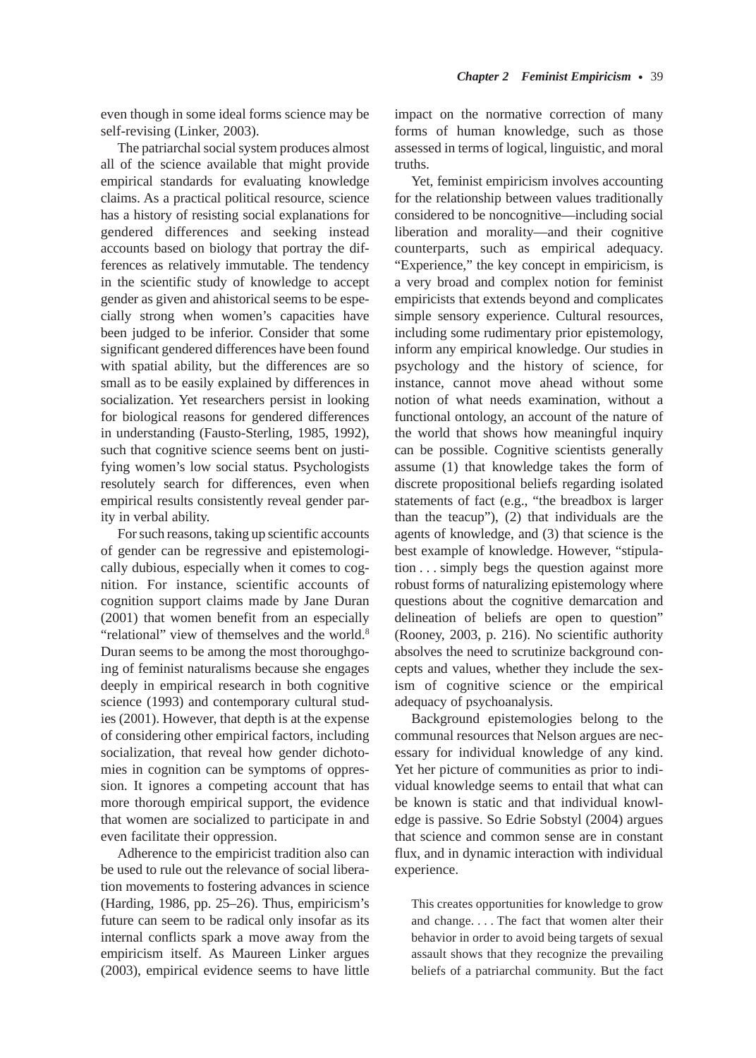even though in some ideal forms science may be self-revising (Linker, 2003).

The patriarchal social system produces almost all of the science available that might provide empirical standards for evaluating knowledge claims. As a practical political resource, science has a history of resisting social explanations for gendered differences and seeking instead accounts based on biology that portray the differences as relatively immutable. The tendency in the scientific study of knowledge to accept gender as given and ahistorical seems to be especially strong when women's capacities have been judged to be inferior. Consider that some significant gendered differences have been found with spatial ability, but the differences are so small as to be easily explained by differences in socialization. Yet researchers persist in looking for biological reasons for gendered differences in understanding (Fausto-Sterling, 1985, 1992), such that cognitive science seems bent on justifying women's low social status. Psychologists resolutely search for differences, even when empirical results consistently reveal gender parity in verbal ability.

For such reasons, taking up scientific accounts of gender can be regressive and epistemologically dubious, especially when it comes to cognition. For instance, scientific accounts of cognition support claims made by Jane Duran (2001) that women benefit from an especially "relational" view of themselves and the world.[8] Duran seems to be among the most thoroughgoing of feminist naturalisms because she engages deeply in empirical research in both cognitive science (1993) and contemporary cultural studies (2001). However, that depth is at the expense of considering other empirical factors, including socialization, that reveal how gender dichotomies in cognition can be symptoms of oppression. It ignores a competing account that has more thorough empirical support, the evidence that women are socialized to participate in and even facilitate their oppression.

Adherence to the empiricist tradition also can be used to rule out the relevance of social liberation movements to fostering advances in science (Harding, 1986, pp. 25–26). Thus, empiricism's future can seem to be radical only insofar as its internal conflicts spark a move away from the empiricism itself. As Maureen Linker argues (2003), empirical evidence seems to have little impact on the normative correction of many forms of human knowledge, such as those assessed in terms of logical, linguistic, and moral truths.

Yet, feminist empiricism involves accounting for the relationship between values traditionally considered to be noncognitive—including social liberation and morality—and their cognitive counterparts, such as empirical adequacy. "Experience," the key concept in empiricism, is a very broad and complex notion for feminist empiricists that extends beyond and complicates simple sensory experience. Cultural resources, including some rudimentary prior epistemology, inform any empirical knowledge. Our studies in psychology and the history of science, for instance, cannot move ahead without some notion of what needs examination, without a functional ontology, an account of the nature of the world that shows how meaningful inquiry can be possible. Cognitive scientists generally assume (1) that knowledge takes the form of discrete propositional beliefs regarding isolated statements of fact (e.g., "the breadbox is larger than the teacup"), (2) that individuals are the agents of knowledge, and (3) that science is the best example of knowledge. However, "stipulation . . . simply begs the question against more robust forms of naturalizing epistemology where questions about the cognitive demarcation and delineation of beliefs are open to question" (Rooney, 2003, p. 216). No scientific authority absolves the need to scrutinize background concepts and values, whether they include the sexism of cognitive science or the empirical adequacy of psychoanalysis.

Background epistemologies belong to the communal resources that Nelson argues are necessary for individual knowledge of any kind. Yet her picture of communities as prior to individual knowledge seems to entail that what can be known is static and that individual knowledge is passive. So Edrie Sobstyl (2004) argues that science and common sense are in constant flux, and in dynamic interaction with individual experience.

> This creates opportunities for knowledge to grow and change. . . . The fact that women alter their behavior in order to avoid being targets of sexual assault shows that they recognize the prevailing beliefs of a patriarchal community. But the fact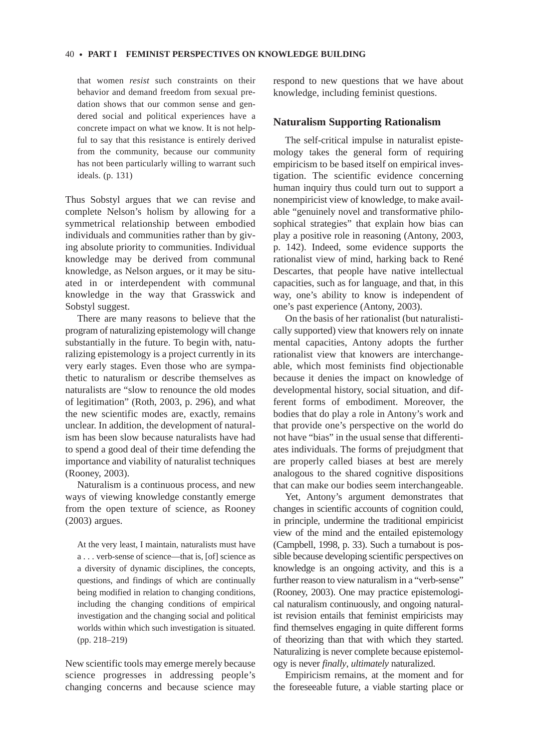that women *resist* such constraints on their behavior and demand freedom from sexual predation shows that our common sense and gendered social and political experiences have a concrete impact on what we know. It is not helpful to say that this resistance is entirely derived from the community, because our community has not been particularly willing to warrant such ideals. (p. 131)

Thus Sobstyl argues that we can revise and complete Nelson's holism by allowing for a symmetrical relationship between embodied individuals and communities rather than by giving absolute priority to communities. Individual knowledge may be derived from communal knowledge, as Nelson argues, or it may be situated in or interdependent with communal knowledge in the way that Grasswick and Sobstyl suggest.

There are many reasons to believe that the program of naturalizing epistemology will change substantially in the future. To begin with, naturalizing epistemology is a project currently in its very early stages. Even those who are sympathetic to naturalism or describe themselves as naturalists are "slow to renounce the old modes of legitimation" (Roth, 2003, p. 296), and what the new scientific modes are, exactly, remains unclear. In addition, the development of naturalism has been slow because naturalists have had to spend a good deal of their time defending the importance and viability of naturalist techniques (Rooney, 2003).

Naturalism is a continuous process, and new ways of viewing knowledge constantly emerge from the open texture of science, as Rooney (2003) argues.

> At the very least, I maintain, naturalists must have a . . . verb-sense of science—that is, [of] science as a diversity of dynamic disciplines, the concepts, questions, and findings of which are continually being modified in relation to changing conditions, including the changing conditions of empirical investigation and the changing social and political worlds within which such investigation is situated. (pp. 218–219)

New scientific tools may emerge merely because science progresses in addressing people's changing concerns and because science may respond to new questions that we have about knowledge, including feminist questions.

## Naturalism Supporting Rationalism

The self-critical impulse in naturalist epistemology takes the general form of requiring empiricism to be based itself on empirical investigation. The scientific evidence concerning human inquiry thus could turn out to support a nonempiricist view of knowledge, to make available "genuinely novel and transformative philosophical strategies" that explain how bias can play a positive role in reasoning (Antony, 2003, p. 142). Indeed, some evidence supports the rationalist view of mind, harking back to René Descartes, that people have native intellectual capacities, such as for language, and that, in this way, one's ability to know is independent of one's past experience (Antony, 2003).

On the basis of her rationalist (but naturalistically supported) view that knowers rely on innate mental capacities, Antony adopts the further rationalist view that knowers are interchangeable, which most feminists find objectionable because it denies the impact on knowledge of developmental history, social situation, and different forms of embodiment. Moreover, the bodies that do play a role in Antony's work and that provide one's perspective on the world do not have "bias" in the usual sense that differentiates individuals. The forms of prejudgment that are properly called biases at best are merely analogous to the shared cognitive dispositions that can make our bodies seem interchangeable.

Yet, Antony's argument demonstrates that changes in scientific accounts of cognition could, in principle, undermine the traditional empiricist view of the mind and the entailed epistemology (Campbell, 1998, p. 33). Such a turnabout is possible because developing scientific perspectives on knowledge is an ongoing activity, and this is a further reason to view naturalism in a "verb-sense" (Rooney, 2003). One may practice epistemological naturalism continuously, and ongoing naturalist revision entails that feminist empiricists may find themselves engaging in quite different forms of theorizing than that with which they started. Naturalizing is never complete because epistemology is never *finally*, *ultimately* naturalized.

Empiricism remains, at the moment and for the foreseeable future, a viable starting place or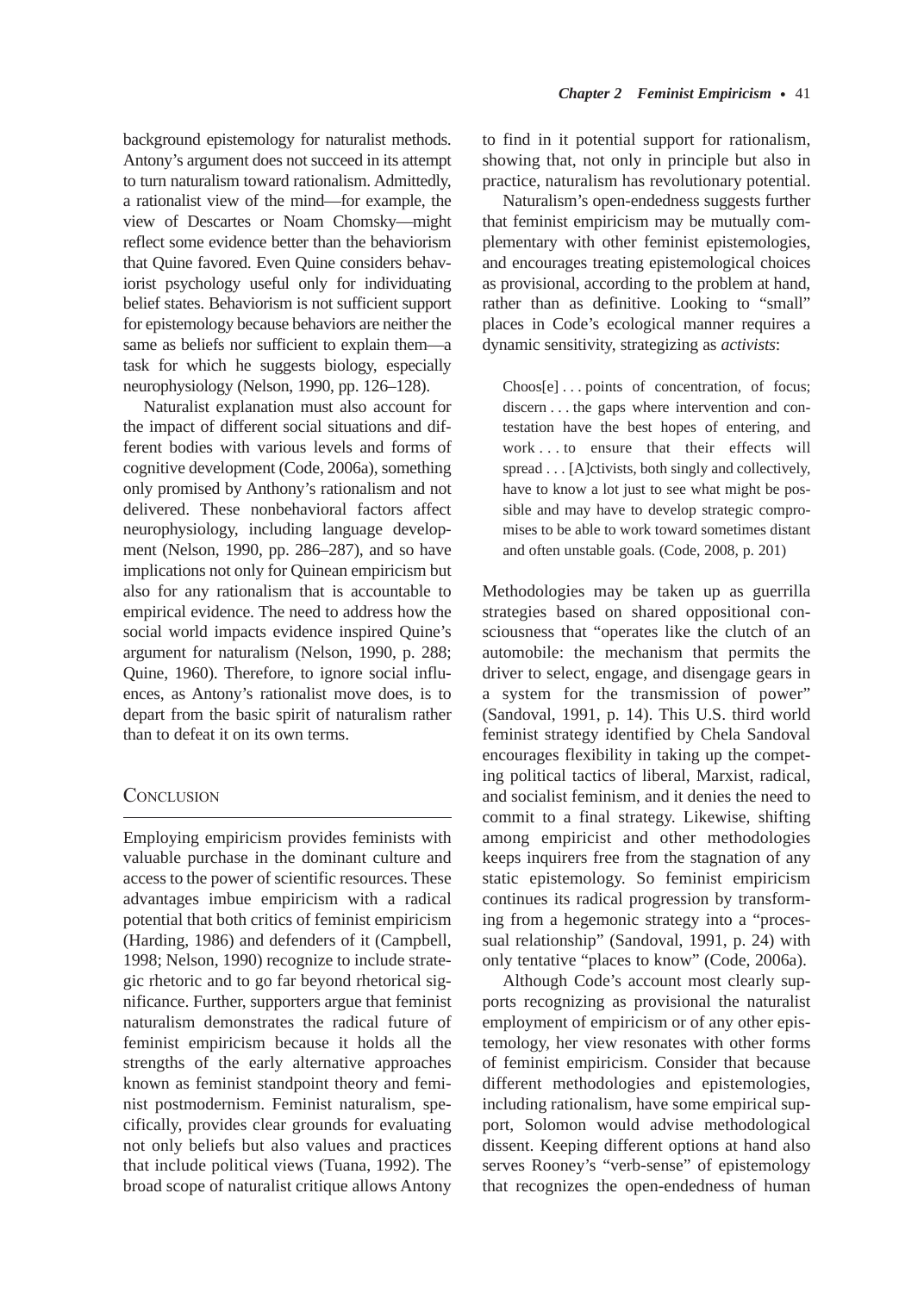background epistemology for naturalist methods. Antony's argument does not succeed in its attempt to turn naturalism toward rationalism. Admittedly, a rationalist view of the mind—for example, the view of Descartes or Noam Chomsky—might reflect some evidence better than the behaviorism that Quine favored. Even Quine considers behaviorist psychology useful only for individuating belief states. Behaviorism is not sufficient support for epistemology because behaviors are neither the same as beliefs nor sufficient to explain them—a task for which he suggests biology, especially neurophysiology (Nelson, 1990, pp. 126–128).

Naturalist explanation must also account for the impact of different social situations and different bodies with various levels and forms of cognitive development (Code, 2006a), something only promised by Anthony's rationalism and not delivered. These nonbehavioral factors affect neurophysiology, including language development (Nelson, 1990, pp. 286–287), and so have implications not only for Quinean empiricism but also for any rationalism that is accountable to empirical evidence. The need to address how the social world impacts evidence inspired Quine's argument for naturalism (Nelson, 1990, p. 288; Quine, 1960). Therefore, to ignore social influences, as Antony's rationalist move does, is to depart from the basic spirit of naturalism rather than to defeat it on its own terms.

## Conclusion

Employing empiricism provides feminists with valuable purchase in the dominant culture and access to the power of scientific resources. These advantages imbue empiricism with a radical potential that both critics of feminist empiricism (Harding, 1986) and defenders of it (Campbell, 1998; Nelson, 1990) recognize to include strategic rhetoric and to go far beyond rhetorical significance. Further, supporters argue that feminist naturalism demonstrates the radical future of feminist empiricism because it holds all the strengths of the early alternative approaches known as feminist standpoint theory and feminist postmodernism. Feminist naturalism, specifically, provides clear grounds for evaluating not only beliefs but also values and practices that include political views (Tuana, 1992). The broad scope of naturalist critique allows Antony to find in it potential support for rationalism, showing that, not only in principle but also in practice, naturalism has revolutionary potential.

Naturalism's open-endedness suggests further that feminist empiricism may be mutually complementary with other feminist epistemologies, and encourages treating epistemological choices as provisional, according to the problem at hand, rather than as definitive. Looking to "small" places in Code's ecological manner requires a dynamic sensitivity, strategizing as *activists*:

> Choos[e] . . . points of concentration, of focus; discern . . . the gaps where intervention and contestation have the best hopes of entering, and work . . . to ensure that their effects will spread . . . [A]ctivists, both singly and collectively, have to know a lot just to see what might be possible and may have to develop strategic compromises to be able to work toward sometimes distant and often unstable goals. (Code, 2008, p. 201)

Methodologies may be taken up as guerrilla strategies based on shared oppositional consciousness that "operates like the clutch of an automobile: the mechanism that permits the driver to select, engage, and disengage gears in a system for the transmission of power" (Sandoval, 1991, p. 14). This U.S. third world feminist strategy identified by Chela Sandoval encourages flexibility in taking up the competing political tactics of liberal, Marxist, radical, and socialist feminism, and it denies the need to commit to a final strategy. Likewise, shifting among empiricist and other methodologies keeps inquirers free from the stagnation of any static epistemology. So feminist empiricism continues its radical progression by transforming from a hegemonic strategy into a "processual relationship" (Sandoval, 1991, p. 24) with only tentative "places to know" (Code, 2006a).

Although Code's account most clearly supports recognizing as provisional the naturalist employment of empiricism or of any other epistemology, her view resonates with other forms of feminist empiricism. Consider that because different methodologies and epistemologies, including rationalism, have some empirical support, Solomon would advise methodological dissent. Keeping different options at hand also serves Rooney's "verb-sense" of epistemology that recognizes the open-endedness of human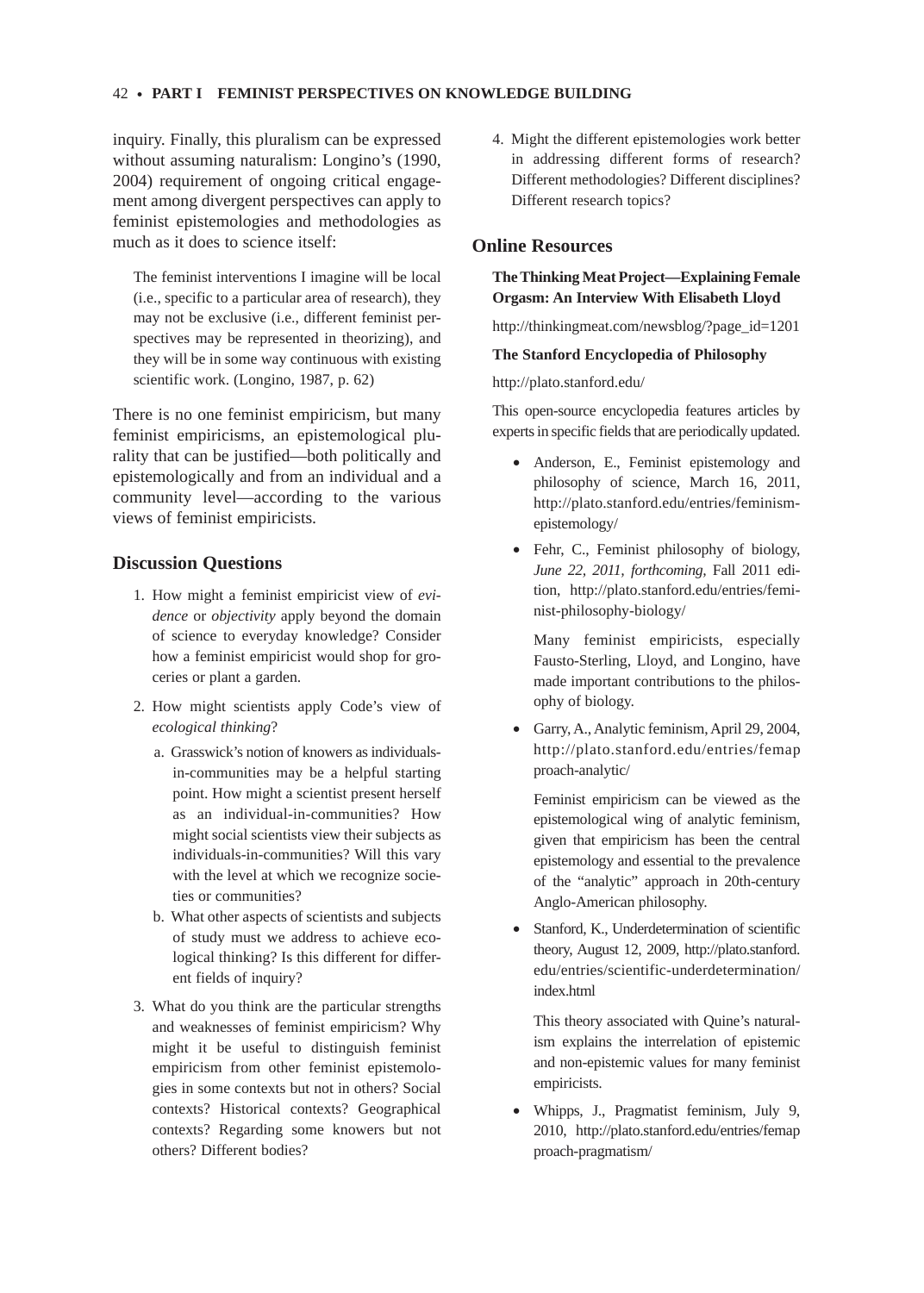inquiry. Finally, this pluralism can be expressed without assuming naturalism: Longino's (1990, 2004) requirement of ongoing critical engagement among divergent perspectives can apply to feminist epistemologies and methodologies as much as it does to science itself:

> The feminist interventions I imagine will be local (i.e., specific to a particular area of research), they may not be exclusive (i.e., different feminist perspectives may be represented in theorizing), and they will be in some way continuous with existing scientific work. (Longino, 1987, p. 62)

There is no one feminist empiricism, but many feminist empiricisms, an epistemological plurality that can be justified—both politically and epistemologically and from an individual and a community level—according to the various views of feminist empiricists.

## Discussion Questions

1. How might a feminist empiricist view of *evidence* or *objectivity* apply beyond the domain of science to everyday knowledge? Consider how a feminist empiricist would shop for groceries or plant a garden.
2. How might scientists apply Code's view of *ecological thinking*?
   a. Grasswick's notion of knowers as individuals-in-communities may be a helpful starting point. How might a scientist present herself as an individual-in-communities? How might social scientists view their subjects as individuals-in-communities? Will this vary with the level at which we recognize societies or communities?
   b. What other aspects of scientists and subjects of study must we address to achieve ecological thinking? Is this different for different fields of inquiry?
3. What do you think are the particular strengths and weaknesses of feminist empiricism? Why might it be useful to distinguish feminist empiricism from other feminist epistemologies in some contexts but not in others? Social contexts? Historical contexts? Geographical contexts? Regarding some knowers but not others? Different bodies?
4. Might the different epistemologies work better in addressing different forms of research? Different methodologies? Different disciplines? Different research topics?

## Online Resources

**The Thinking Meat Project—Explaining Female Orgasm: An Interview With Elisabeth Lloyd**

http://thinkingmeat.com/newsblog/?page_id=1201

**The Stanford Encyclopedia of Philosophy**

http://plato.stanford.edu/

This open-source encyclopedia features articles by experts in specific fields that are periodically updated.

- Anderson, E., Feminist epistemology and philosophy of science, March 16, 2011, http://plato.stanford.edu/entries/feminism-epistemology/
- Fehr, C., Feminist philosophy of biology, *June 22, 2011, forthcoming,* Fall 2011 edition, http://plato.stanford.edu/entries/feminist-philosophy-biology/

  Many feminist empiricists, especially Fausto-Sterling, Lloyd, and Longino, have made important contributions to the philosophy of biology.

- Garry, A., Analytic feminism, April 29, 2004, http://plato.stanford.edu/entries/femapproach-analytic/

  Feminist empiricism can be viewed as the epistemological wing of analytic feminism, given that empiricism has been the central epistemology and essential to the prevalence of the "analytic" approach in 20th-century Anglo-American philosophy.

- Stanford, K., Underdetermination of scientific theory, August 12, 2009, http://plato.stanford.edu/entries/scientific-underdetermination/index.html

  This theory associated with Quine's naturalism explains the interrelation of epistemic and non-epistemic values for many feminist empiricists.

- Whipps, J., Pragmatist feminism, July 9, 2010, http://plato.stanford.edu/entries/femapproach-pragmatism/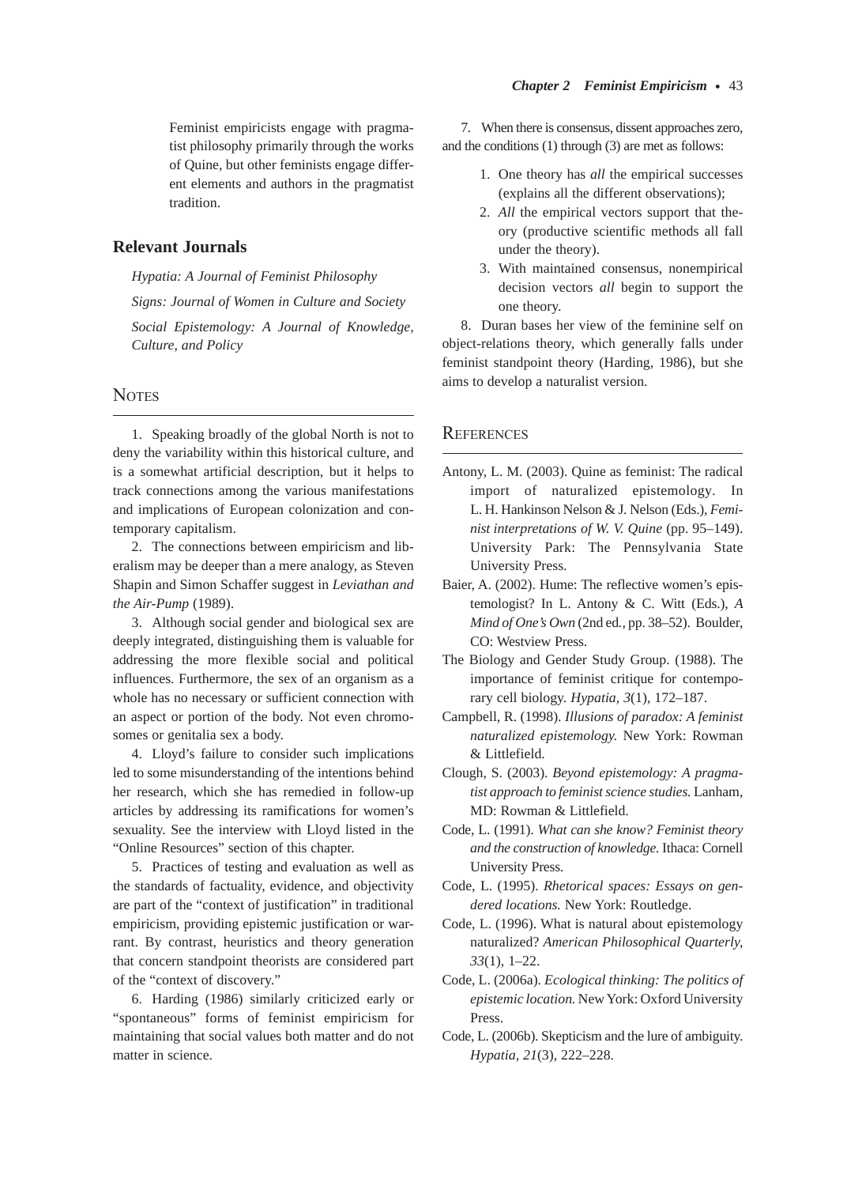Feminist empiricists engage with pragmatist philosophy primarily through the works of Quine, but other feminists engage different elements and authors in the pragmatist tradition.

## Relevant Journals

*Hypatia: A Journal of Feminist Philosophy*

*Signs: Journal of Women in Culture and Society*

*Social Epistemology: A Journal of Knowledge, Culture, and Policy*

## Notes

1. Speaking broadly of the global North is not to deny the variability within this historical culture, and is a somewhat artificial description, but it helps to track connections among the various manifestations and implications of European colonization and contemporary capitalism.

2. The connections between empiricism and liberalism may be deeper than a mere analogy, as Steven Shapin and Simon Schaffer suggest in *Leviathan and the Air-Pump* (1989).

3. Although social gender and biological sex are deeply integrated, distinguishing them is valuable for addressing the more flexible social and political influences. Furthermore, the sex of an organism as a whole has no necessary or sufficient connection with an aspect or portion of the body. Not even chromosomes or genitalia sex a body.

4. Lloyd's failure to consider such implications led to some misunderstanding of the intentions behind her research, which she has remedied in follow-up articles by addressing its ramifications for women's sexuality. See the interview with Lloyd listed in the "Online Resources" section of this chapter.

5. Practices of testing and evaluation as well as the standards of factuality, evidence, and objectivity are part of the "context of justification" in traditional empiricism, providing epistemic justification or warrant. By contrast, heuristics and theory generation that concern standpoint theorists are considered part of the "context of discovery."

6. Harding (1986) similarly criticized early or "spontaneous" forms of feminist empiricism for maintaining that social values both matter and do not matter in science.

7. When there is consensus, dissent approaches zero, and the conditions (1) through (3) are met as follows:

1. One theory has *all* the empirical successes (explains all the different observations);
2. *All* the empirical vectors support that theory (productive scientific methods all fall under the theory).
3. With maintained consensus, nonempirical decision vectors *all* begin to support the one theory.

8. Duran bases her view of the feminine self on object-relations theory, which generally falls under feminist standpoint theory (Harding, 1986), but she aims to develop a naturalist version.

## References

Antony, L. M. (2003). Quine as feminist: The radical import of naturalized epistemology. In L. H. Hankinson Nelson & J. Nelson (Eds.), *Feminist interpretations of W. V. Quine* (pp. 95–149). University Park: The Pennsylvania State University Press.

Baier, A. (2002). Hume: The reflective women's epistemologist? In L. Antony & C. Witt (Eds.), *A Mind of One's Own* (2nd ed., pp. 38–52). Boulder, CO: Westview Press.

The Biology and Gender Study Group. (1988). The importance of feminist critique for contemporary cell biology. *Hypatia, 3*(1), 172–187.

Campbell, R. (1998). *Illusions of paradox: A feminist naturalized epistemology.* New York: Rowman & Littlefield.

Clough, S. (2003). *Beyond epistemology: A pragmatist approach to feminist science studies.* Lanham, MD: Rowman & Littlefield.

Code, L. (1991). *What can she know? Feminist theory and the construction of knowledge.* Ithaca: Cornell University Press.

Code, L. (1995). *Rhetorical spaces: Essays on gendered locations.* New York: Routledge.

Code, L. (1996). What is natural about epistemology naturalized? *American Philosophical Quarterly, 33*(1), 1–22.

Code, L. (2006a). *Ecological thinking: The politics of epistemic location.* New York: Oxford University Press.

Code, L. (2006b). Skepticism and the lure of ambiguity. *Hypatia, 21*(3), 222–228.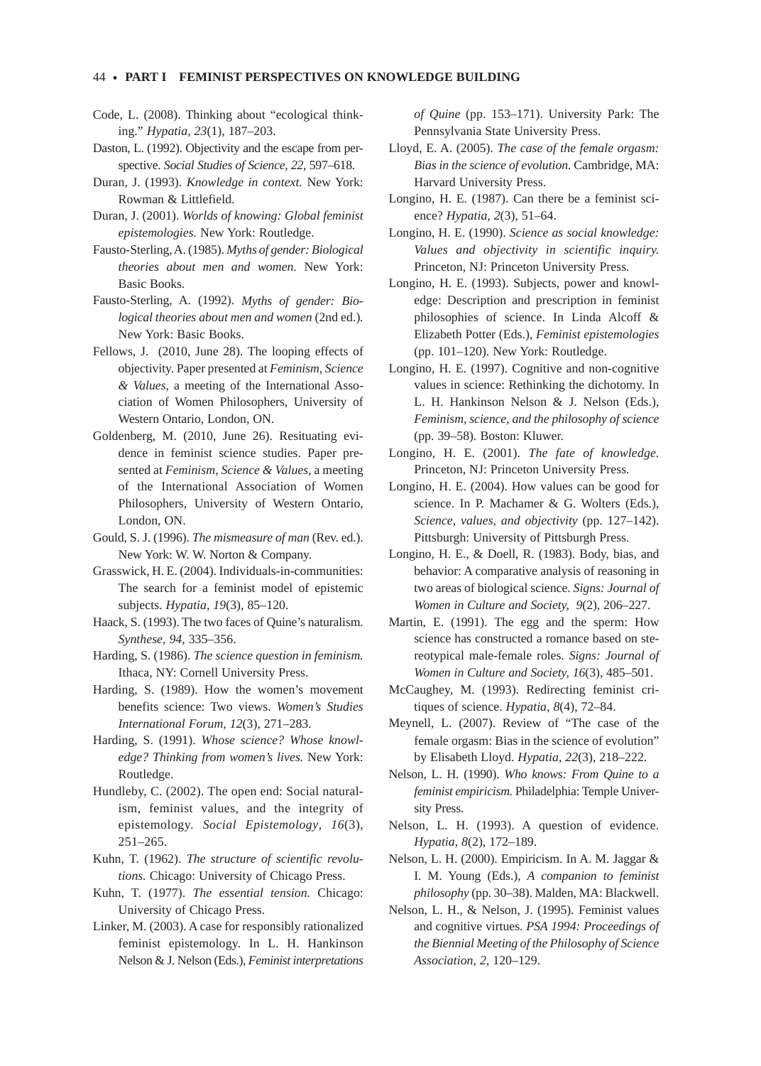Code, L. (2008). Thinking about "ecological thinking." *Hypatia, 23*(1), 187–203.

Daston, L. (1992). Objectivity and the escape from perspective. *Social Studies of Science, 22*, 597–618.

Duran, J. (1993). *Knowledge in context.* New York: Rowman & Littlefield.

Duran, J. (2001). *Worlds of knowing: Global feminist epistemologies.* New York: Routledge.

Fausto-Sterling, A. (1985). *Myths of gender: Biological theories about men and women.* New York: Basic Books.

Fausto-Sterling, A. (1992). *Myths of gender: Biological theories about men and women* (2nd ed.). New York: Basic Books.

Fellows, J. (2010, June 28). The looping effects of objectivity. Paper presented at *Feminism, Science & Values*, a meeting of the International Association of Women Philosophers, University of Western Ontario, London, ON.

Goldenberg, M. (2010, June 26). Resituating evidence in feminist science studies. Paper presented at *Feminism, Science & Values*, a meeting of the International Association of Women Philosophers, University of Western Ontario, London, ON.

Gould, S. J. (1996). *The mismeasure of man* (Rev. ed.). New York: W. W. Norton & Company.

Grasswick, H. E. (2004). Individuals-in-communities: The search for a feminist model of epistemic subjects. *Hypatia, 19*(3), 85–120.

Haack, S. (1993). The two faces of Quine's naturalism. *Synthese, 94*, 335–356.

Harding, S. (1986). *The science question in feminism.* Ithaca, NY: Cornell University Press.

Harding, S. (1989). How the women's movement benefits science: Two views. *Women's Studies International Forum, 12*(3), 271–283.

Harding, S. (1991). *Whose science? Whose knowledge? Thinking from women's lives.* New York: Routledge.

Hundleby, C. (2002). The open end: Social naturalism, feminist values, and the integrity of epistemology. *Social Epistemology, 16*(3), 251–265.

Kuhn, T. (1962). *The structure of scientific revolutions.* Chicago: University of Chicago Press.

Kuhn, T. (1977). *The essential tension.* Chicago: University of Chicago Press.

Linker, M. (2003). A case for responsibly rationalized feminist epistemology. In L. H. Hankinson Nelson & J. Nelson (Eds.), *Feminist interpretations of Quine* (pp. 153–171). University Park: The Pennsylvania State University Press.

Lloyd, E. A. (2005). *The case of the female orgasm: Bias in the science of evolution.* Cambridge, MA: Harvard University Press.

Longino, H. E. (1987). Can there be a feminist science? *Hypatia, 2*(3), 51–64.

Longino, H. E. (1990). *Science as social knowledge: Values and objectivity in scientific inquiry.* Princeton, NJ: Princeton University Press.

Longino, H. E. (1993). Subjects, power and knowledge: Description and prescription in feminist philosophies of science. In Linda Alcoff & Elizabeth Potter (Eds.), *Feminist epistemologies* (pp. 101–120). New York: Routledge.

Longino, H. E. (1997). Cognitive and non-cognitive values in science: Rethinking the dichotomy. In L. H. Hankinson Nelson & J. Nelson (Eds.), *Feminism, science, and the philosophy of science* (pp. 39–58). Boston: Kluwer.

Longino, H. E. (2001). *The fate of knowledge.* Princeton, NJ: Princeton University Press.

Longino, H. E. (2004). How values can be good for science. In P. Machamer & G. Wolters (Eds.), *Science, values, and objectivity* (pp. 127–142). Pittsburgh: University of Pittsburgh Press.

Longino, H. E., & Doell, R. (1983). Body, bias, and behavior: A comparative analysis of reasoning in two areas of biological science. *Signs: Journal of Women in Culture and Society, 9*(2), 206–227.

Martin, E. (1991). The egg and the sperm: How science has constructed a romance based on stereotypical male-female roles. *Signs: Journal of Women in Culture and Society, 16*(3), 485–501.

McCaughey, M. (1993). Redirecting feminist critiques of science. *Hypatia, 8*(4), 72–84.

Meynell, L. (2007). Review of "The case of the female orgasm: Bias in the science of evolution" by Elisabeth Lloyd. *Hypatia, 22*(3), 218–222.

Nelson, L. H. (1990). *Who knows: From Quine to a feminist empiricism.* Philadelphia: Temple University Press.

Nelson, L. H. (1993). A question of evidence. *Hypatia, 8*(2), 172–189.

Nelson, L. H. (2000). Empiricism. In A. M. Jaggar & I. M. Young (Eds.), *A companion to feminist philosophy* (pp. 30–38). Malden, MA: Blackwell.

Nelson, L. H., & Nelson, J. (1995). Feminist values and cognitive virtues. *PSA 1994: Proceedings of the Biennial Meeting of the Philosophy of Science Association, 2*, 120–129.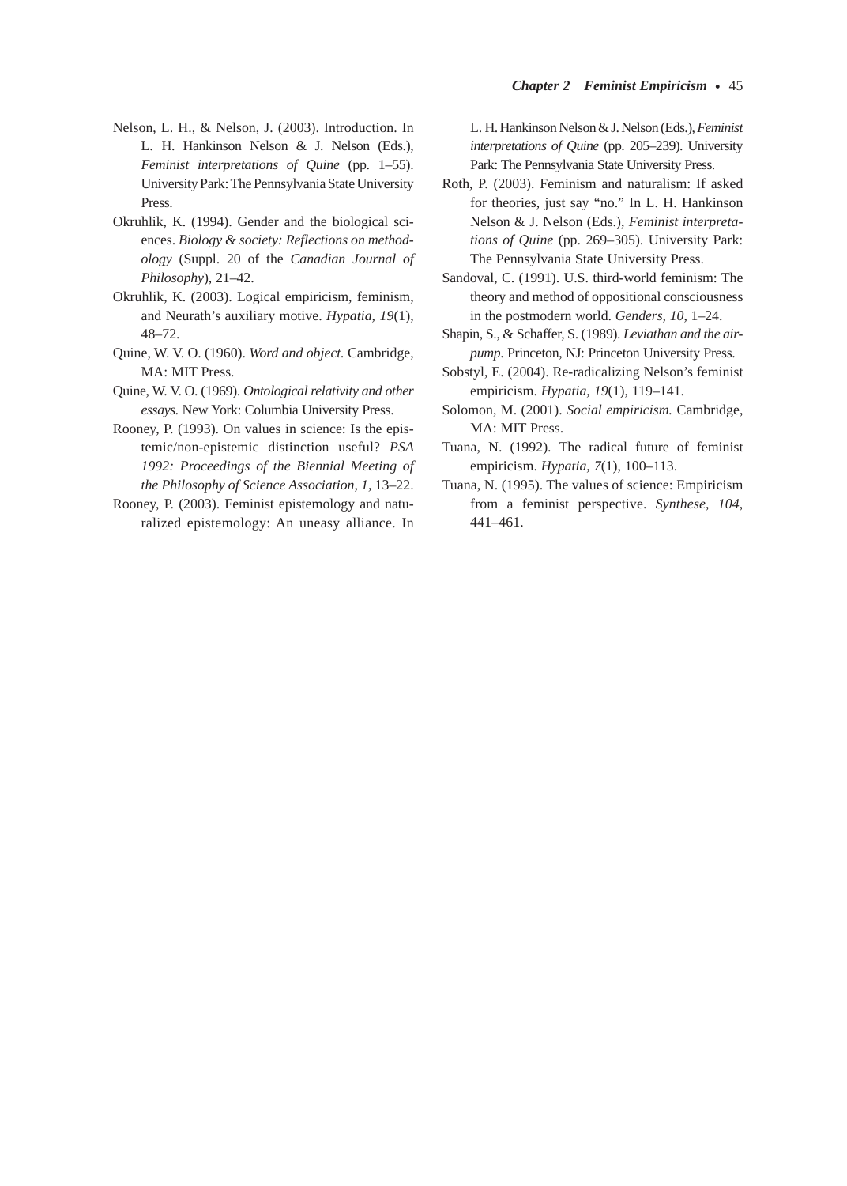Nelson, L. H., & Nelson, J. (2003). Introduction. In L. H. Hankinson Nelson & J. Nelson (Eds.), *Feminist interpretations of Quine* (pp. 1–55). University Park: The Pennsylvania State University Press.

Okruhlik, K. (1994). Gender and the biological sciences. *Biology & society: Reflections on methodology* (Suppl. 20 of the *Canadian Journal of Philosophy*), 21–42.

Okruhlik, K. (2003). Logical empiricism, feminism, and Neurath's auxiliary motive. *Hypatia, 19*(1), 48–72.

Quine, W. V. O. (1960). *Word and object*. Cambridge, MA: MIT Press.

Quine, W. V. O. (1969). *Ontological relativity and other essays.* New York: Columbia University Press.

Rooney, P. (1993). On values in science: Is the epistemic/non-epistemic distinction useful? *PSA 1992: Proceedings of the Biennial Meeting of the Philosophy of Science Association, 1*, 13–22.

Rooney, P. (2003). Feminist epistemology and naturalized epistemology: An uneasy alliance. In L. H. Hankinson Nelson & J. Nelson (Eds.), *Feminist interpretations of Quine* (pp. 205–239). University Park: The Pennsylvania State University Press.

Roth, P. (2003). Feminism and naturalism: If asked for theories, just say "no." In L. H. Hankinson Nelson & J. Nelson (Eds.), *Feminist interpretations of Quine* (pp. 269–305). University Park: The Pennsylvania State University Press.

Sandoval, C. (1991). U.S. third-world feminism: The theory and method of oppositional consciousness in the postmodern world. *Genders, 10*, 1–24.

Shapin, S., & Schaffer, S. (1989). *Leviathan and the air-pump.* Princeton, NJ: Princeton University Press.

Sobstyl, E. (2004). Re-radicalizing Nelson's feminist empiricism. *Hypatia, 19*(1), 119–141.

Solomon, M. (2001). *Social empiricism.* Cambridge, MA: MIT Press.

Tuana, N. (1992). The radical future of feminist empiricism. *Hypatia, 7*(1), 100–113.

Tuana, N. (1995). The values of science: Empiricism from a feminist perspective. *Synthese, 104*, 441–461.